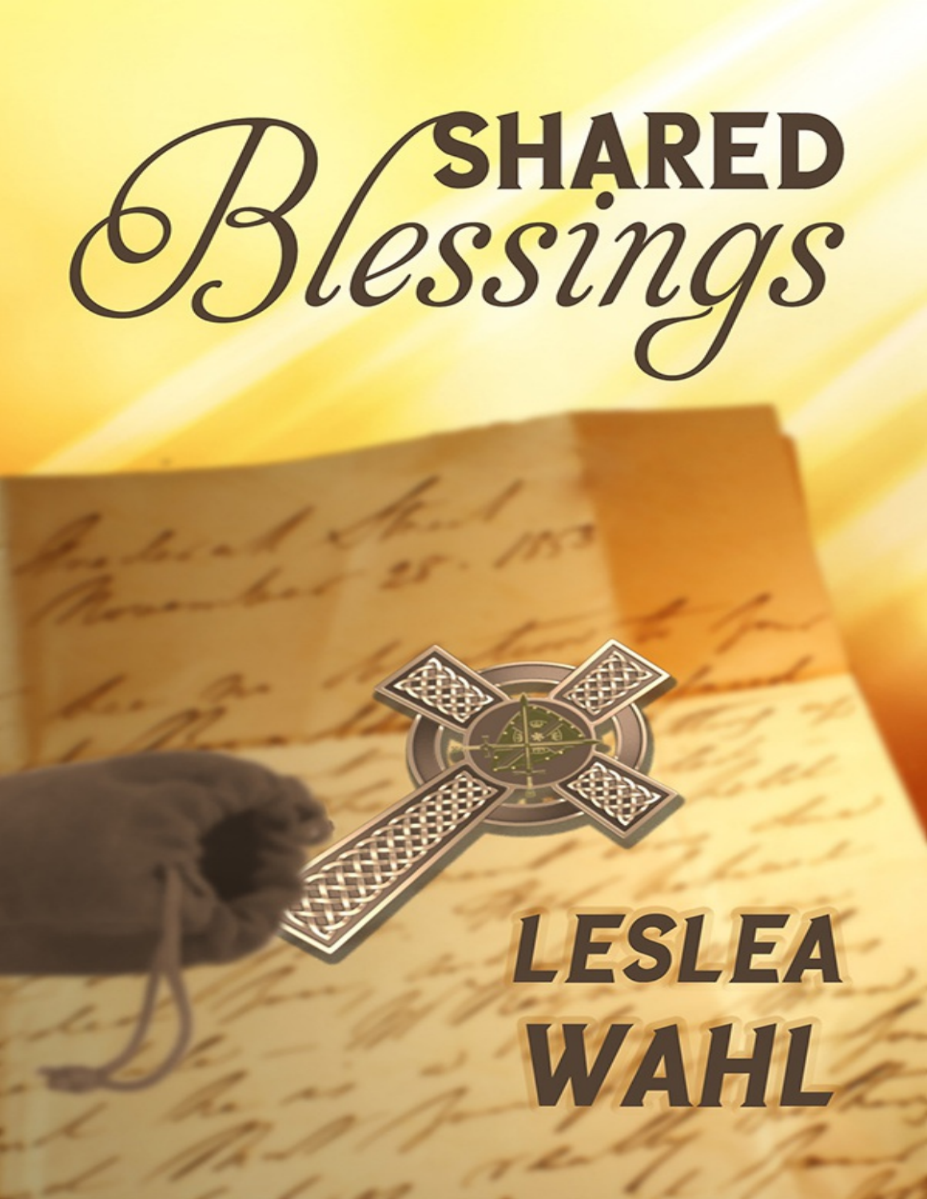# Shared Blessings

## Leslea Wahl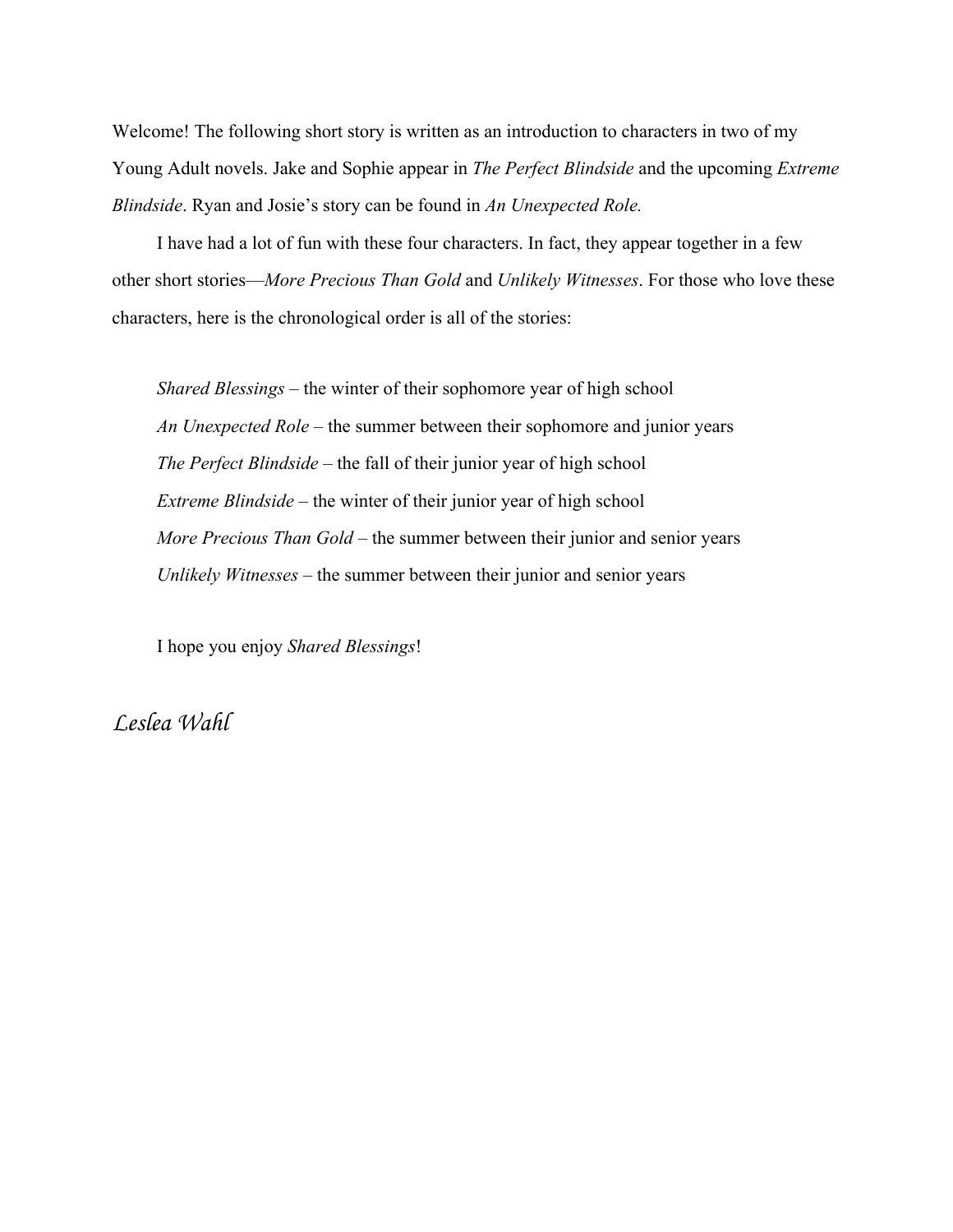Welcome! The following short story is written as an introduction to characters in two of my Young Adult novels. Jake and Sophie appear in *The Perfect Blindside* and the upcoming *Extreme Blindside*. Ryan and Josie's story can be found in *An Unexpected Role.*

I have had a lot of fun with these four characters. In fact, they appear together in a few other short stories—*More Precious Than Gold* and *Unlikely Witnesses*. For those who love these characters, here is the chronological order is all of the stories:

*Shared Blessings* – the winter of their sophomore year of high school
*An Unexpected Role* – the summer between their sophomore and junior years
*The Perfect Blindside* – the fall of their junior year of high school
*Extreme Blindside* – the winter of their junior year of high school
*More Precious Than Gold* – the summer between their junior and senior years
*Unlikely Witnesses* – the summer between their junior and senior years

I hope you enjoy *Shared Blessings*!

*Leslea Wahl*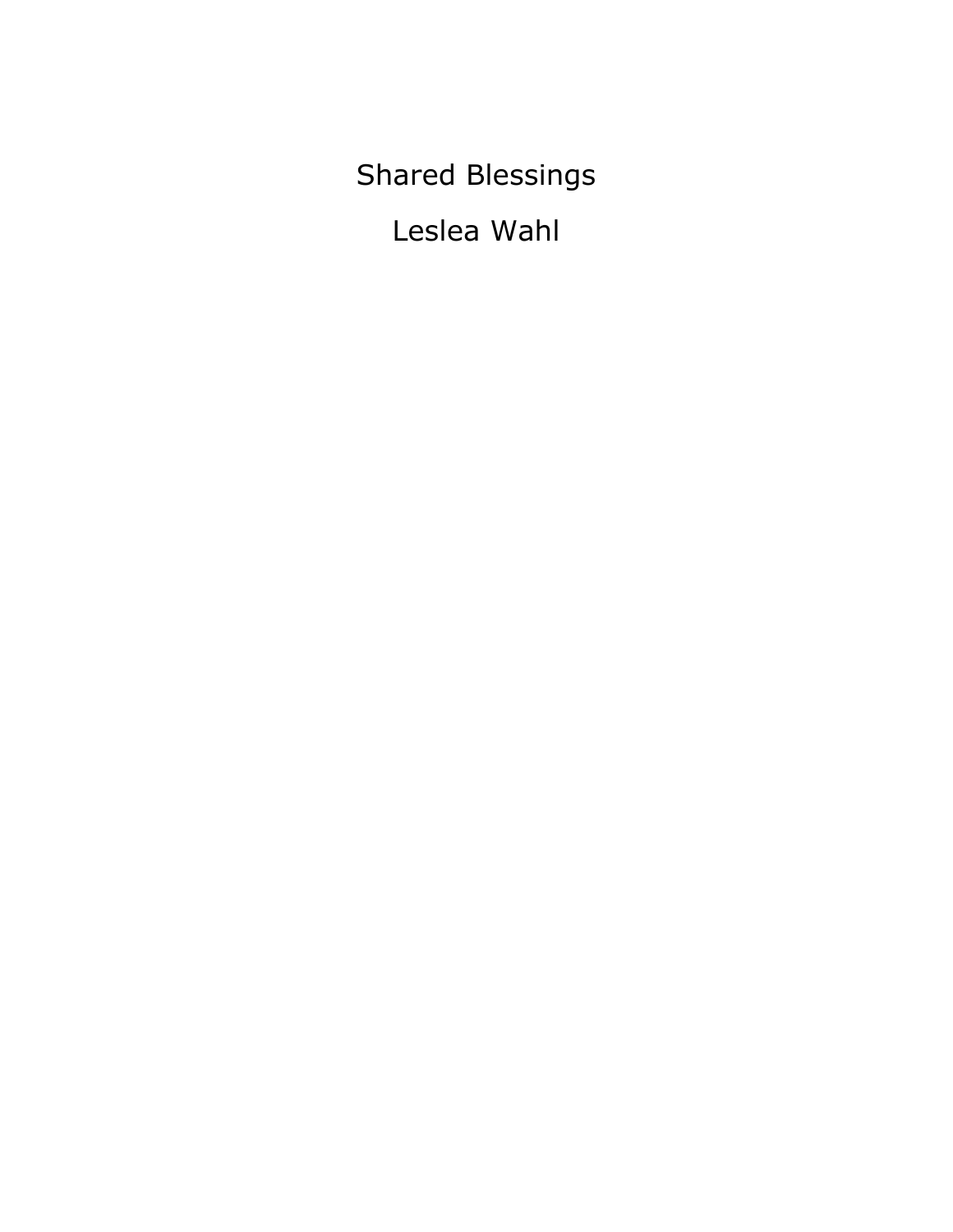# Shared Blessings

Leslea Wahl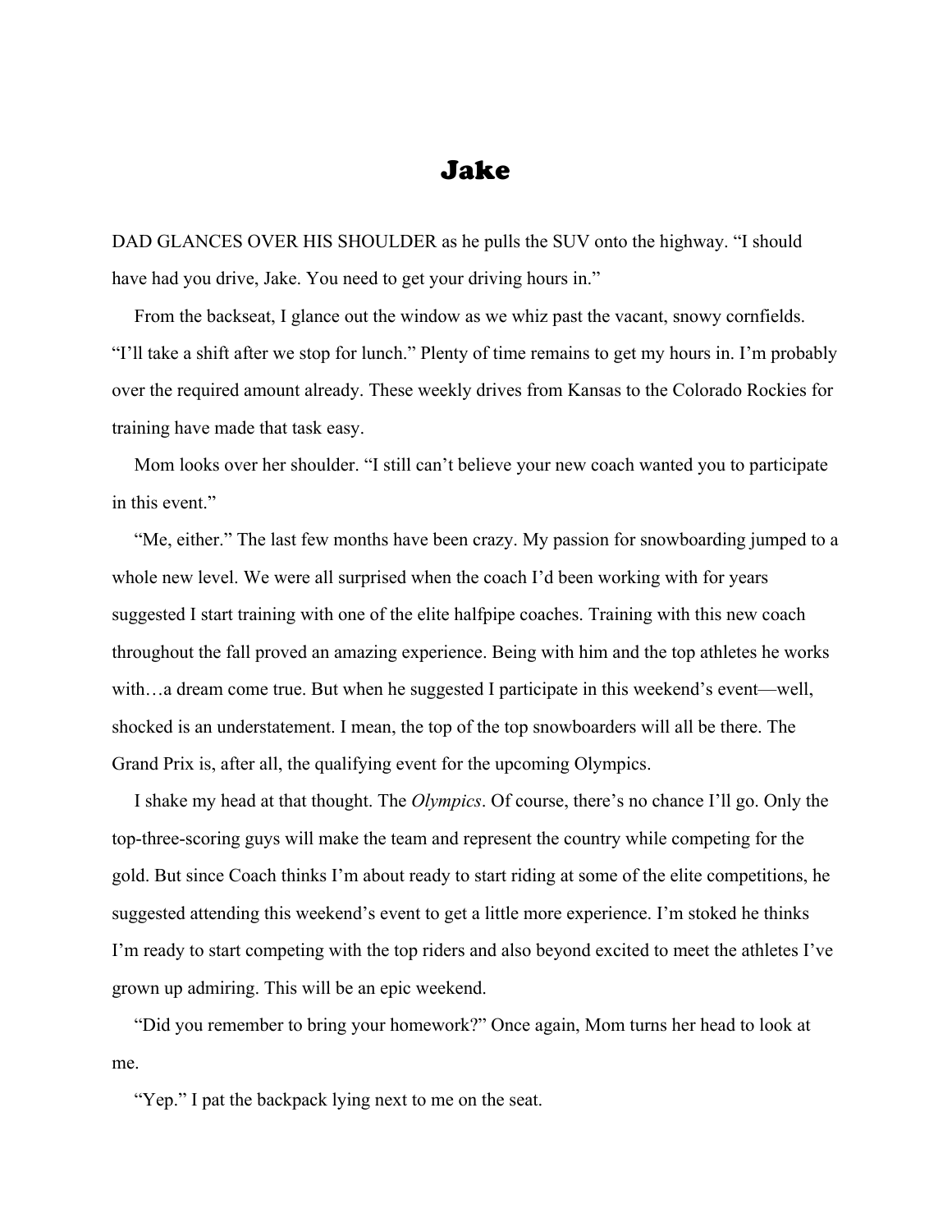# Jake

DAD GLANCES OVER HIS SHOULDER as he pulls the SUV onto the highway. "I should have had you drive, Jake. You need to get your driving hours in."

From the backseat, I glance out the window as we whiz past the vacant, snowy cornfields. "I'll take a shift after we stop for lunch." Plenty of time remains to get my hours in. I'm probably over the required amount already. These weekly drives from Kansas to the Colorado Rockies for training have made that task easy.

Mom looks over her shoulder. "I still can't believe your new coach wanted you to participate in this event."

"Me, either." The last few months have been crazy. My passion for snowboarding jumped to a whole new level. We were all surprised when the coach I'd been working with for years suggested I start training with one of the elite halfpipe coaches. Training with this new coach throughout the fall proved an amazing experience. Being with him and the top athletes he works with…a dream come true. But when he suggested I participate in this weekend's event—well, shocked is an understatement. I mean, the top of the top snowboarders will all be there. The Grand Prix is, after all, the qualifying event for the upcoming Olympics.

I shake my head at that thought. The *Olympics*. Of course, there's no chance I'll go. Only the top-three-scoring guys will make the team and represent the country while competing for the gold. But since Coach thinks I'm about ready to start riding at some of the elite competitions, he suggested attending this weekend's event to get a little more experience. I'm stoked he thinks I'm ready to start competing with the top riders and also beyond excited to meet the athletes I've grown up admiring. This will be an epic weekend.

"Did you remember to bring your homework?" Once again, Mom turns her head to look at me.

"Yep." I pat the backpack lying next to me on the seat.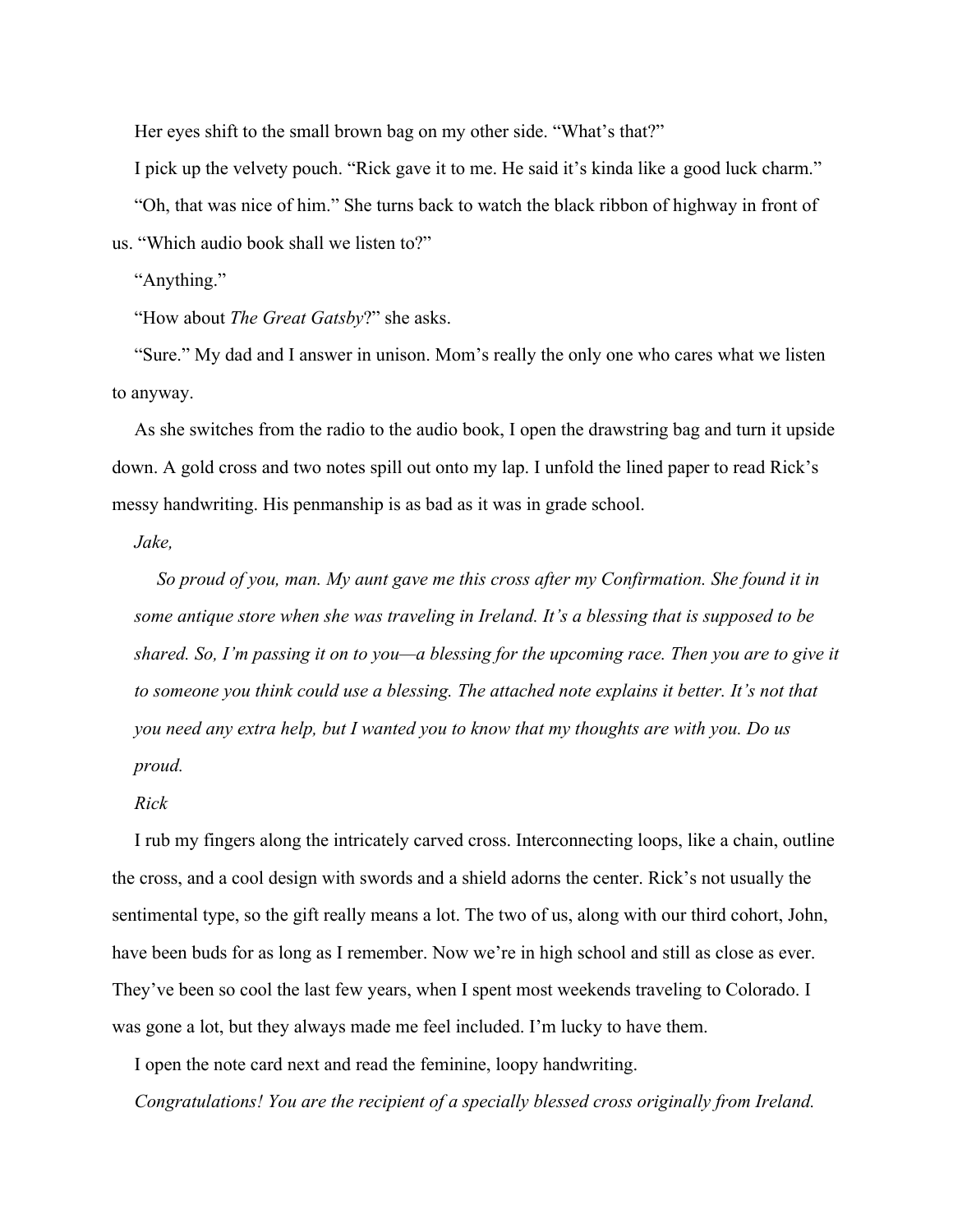Her eyes shift to the small brown bag on my other side. “What’s that?”

I pick up the velvety pouch. “Rick gave it to me. He said it’s kinda like a good luck charm.”

“Oh, that was nice of him.” She turns back to watch the black ribbon of highway in front of us. “Which audio book shall we listen to?”

“Anything.”

“How about *The Great Gatsby*?” she asks.

“Sure.” My dad and I answer in unison. Mom’s really the only one who cares what we listen to anyway.

As she switches from the radio to the audio book, I open the drawstring bag and turn it upside down. A gold cross and two notes spill out onto my lap. I unfold the lined paper to read Rick’s messy handwriting. His penmanship is as bad as it was in grade school.

*Jake,*

*So proud of you, man. My aunt gave me this cross after my Confirmation. She found it in some antique store when she was traveling in Ireland. It’s a blessing that is supposed to be shared. So, I’m passing it on to you—a blessing for the upcoming race. Then you are to give it to someone you think could use a blessing. The attached note explains it better. It’s not that you need any extra help, but I wanted you to know that my thoughts are with you. Do us proud.*

*Rick*

I rub my fingers along the intricately carved cross. Interconnecting loops, like a chain, outline the cross, and a cool design with swords and a shield adorns the center. Rick’s not usually the sentimental type, so the gift really means a lot. The two of us, along with our third cohort, John, have been buds for as long as I remember. Now we’re in high school and still as close as ever. They’ve been so cool the last few years, when I spent most weekends traveling to Colorado. I was gone a lot, but they always made me feel included. I’m lucky to have them.

I open the note card next and read the feminine, loopy handwriting.

*Congratulations! You are the recipient of a specially blessed cross originally from Ireland.*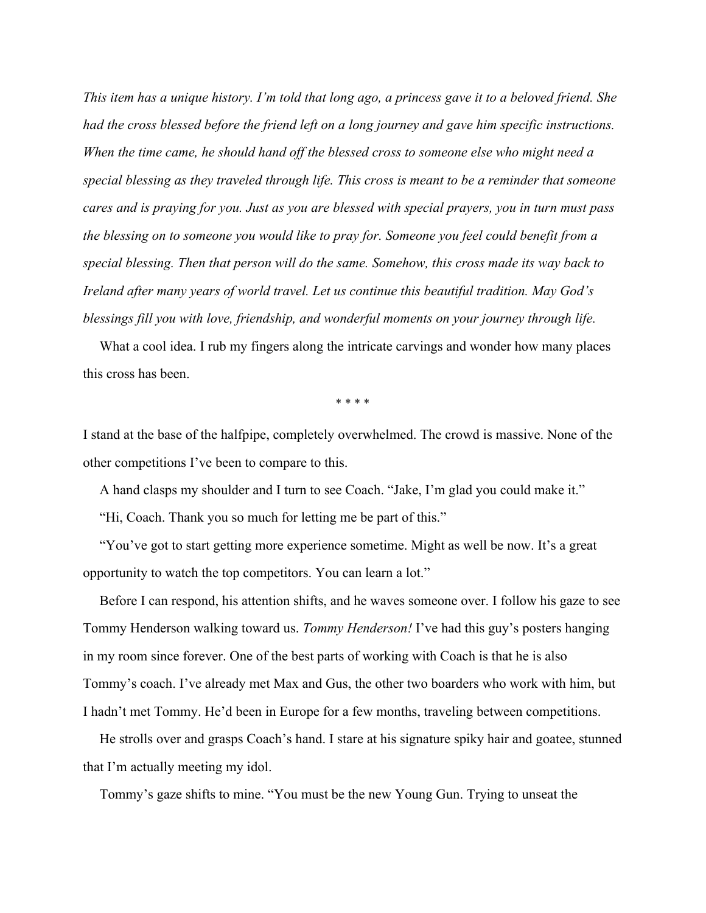*This item has a unique history. I'm told that long ago, a princess gave it to a beloved friend. She had the cross blessed before the friend left on a long journey and gave him specific instructions. When the time came, he should hand off the blessed cross to someone else who might need a special blessing as they traveled through life. This cross is meant to be a reminder that someone cares and is praying for you. Just as you are blessed with special prayers, you in turn must pass the blessing on to someone you would like to pray for. Someone you feel could benefit from a special blessing. Then that person will do the same. Somehow, this cross made its way back to Ireland after many years of world travel. Let us continue this beautiful tradition. May God's blessings fill you with love, friendship, and wonderful moments on your journey through life.*

What a cool idea. I rub my fingers along the intricate carvings and wonder how many places this cross has been.

\* \* \* \*

I stand at the base of the halfpipe, completely overwhelmed. The crowd is massive. None of the other competitions I've been to compare to this.

A hand clasps my shoulder and I turn to see Coach. "Jake, I'm glad you could make it."

"Hi, Coach. Thank you so much for letting me be part of this."

"You've got to start getting more experience sometime. Might as well be now. It's a great opportunity to watch the top competitors. You can learn a lot."

Before I can respond, his attention shifts, and he waves someone over. I follow his gaze to see Tommy Henderson walking toward us. *Tommy Henderson!* I've had this guy's posters hanging in my room since forever. One of the best parts of working with Coach is that he is also Tommy's coach. I've already met Max and Gus, the other two boarders who work with him, but I hadn't met Tommy. He'd been in Europe for a few months, traveling between competitions.

He strolls over and grasps Coach's hand. I stare at his signature spiky hair and goatee, stunned that I'm actually meeting my idol.

Tommy's gaze shifts to mine. "You must be the new Young Gun. Trying to unseat the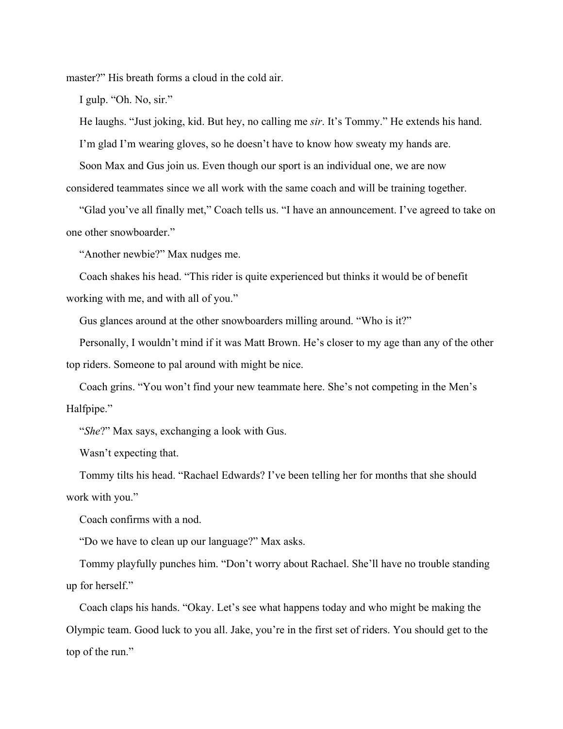master?" His breath forms a cloud in the cold air.

I gulp. "Oh. No, sir."

He laughs. "Just joking, kid. But hey, no calling me *sir*. It's Tommy." He extends his hand.

I'm glad I'm wearing gloves, so he doesn't have to know how sweaty my hands are.

Soon Max and Gus join us. Even though our sport is an individual one, we are now considered teammates since we all work with the same coach and will be training together.

"Glad you've all finally met," Coach tells us. "I have an announcement. I've agreed to take on one other snowboarder."

"Another newbie?" Max nudges me.

Coach shakes his head. "This rider is quite experienced but thinks it would be of benefit working with me, and with all of you."

Gus glances around at the other snowboarders milling around. "Who is it?"

Personally, I wouldn't mind if it was Matt Brown. He's closer to my age than any of the other top riders. Someone to pal around with might be nice.

Coach grins. "You won't find your new teammate here. She's not competing in the Men's Halfpipe."

"*She*?" Max says, exchanging a look with Gus.

Wasn't expecting that.

Tommy tilts his head. "Rachael Edwards? I've been telling her for months that she should work with you."

Coach confirms with a nod.

"Do we have to clean up our language?" Max asks.

Tommy playfully punches him. "Don't worry about Rachael. She'll have no trouble standing up for herself."

Coach claps his hands. "Okay. Let's see what happens today and who might be making the Olympic team. Good luck to you all. Jake, you're in the first set of riders. You should get to the top of the run."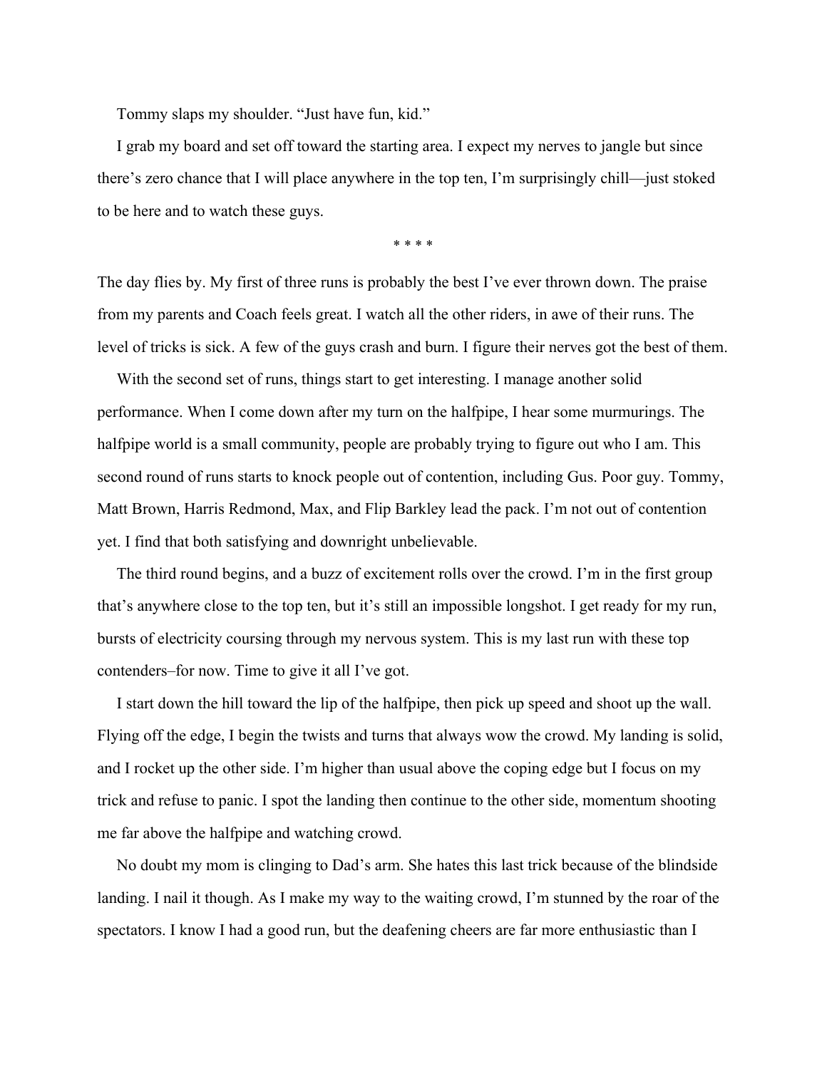Tommy slaps my shoulder. “Just have fun, kid.”

I grab my board and set off toward the starting area. I expect my nerves to jangle but since there’s zero chance that I will place anywhere in the top ten, I’m surprisingly chill—just stoked to be here and to watch these guys.

* * * *

The day flies by. My first of three runs is probably the best I’ve ever thrown down. The praise from my parents and Coach feels great. I watch all the other riders, in awe of their runs. The level of tricks is sick. A few of the guys crash and burn. I figure their nerves got the best of them.

With the second set of runs, things start to get interesting. I manage another solid performance. When I come down after my turn on the halfpipe, I hear some murmurings. The halfpipe world is a small community, people are probably trying to figure out who I am. This second round of runs starts to knock people out of contention, including Gus. Poor guy. Tommy, Matt Brown, Harris Redmond, Max, and Flip Barkley lead the pack. I’m not out of contention yet. I find that both satisfying and downright unbelievable.

The third round begins, and a buzz of excitement rolls over the crowd. I’m in the first group that’s anywhere close to the top ten, but it’s still an impossible longshot. I get ready for my run, bursts of electricity coursing through my nervous system. This is my last run with these top contenders–for now. Time to give it all I’ve got.

I start down the hill toward the lip of the halfpipe, then pick up speed and shoot up the wall. Flying off the edge, I begin the twists and turns that always wow the crowd. My landing is solid, and I rocket up the other side. I’m higher than usual above the coping edge but I focus on my trick and refuse to panic. I spot the landing then continue to the other side, momentum shooting me far above the halfpipe and watching crowd.

No doubt my mom is clinging to Dad’s arm. She hates this last trick because of the blindside landing. I nail it though. As I make my way to the waiting crowd, I’m stunned by the roar of the spectators. I know I had a good run, but the deafening cheers are far more enthusiastic than I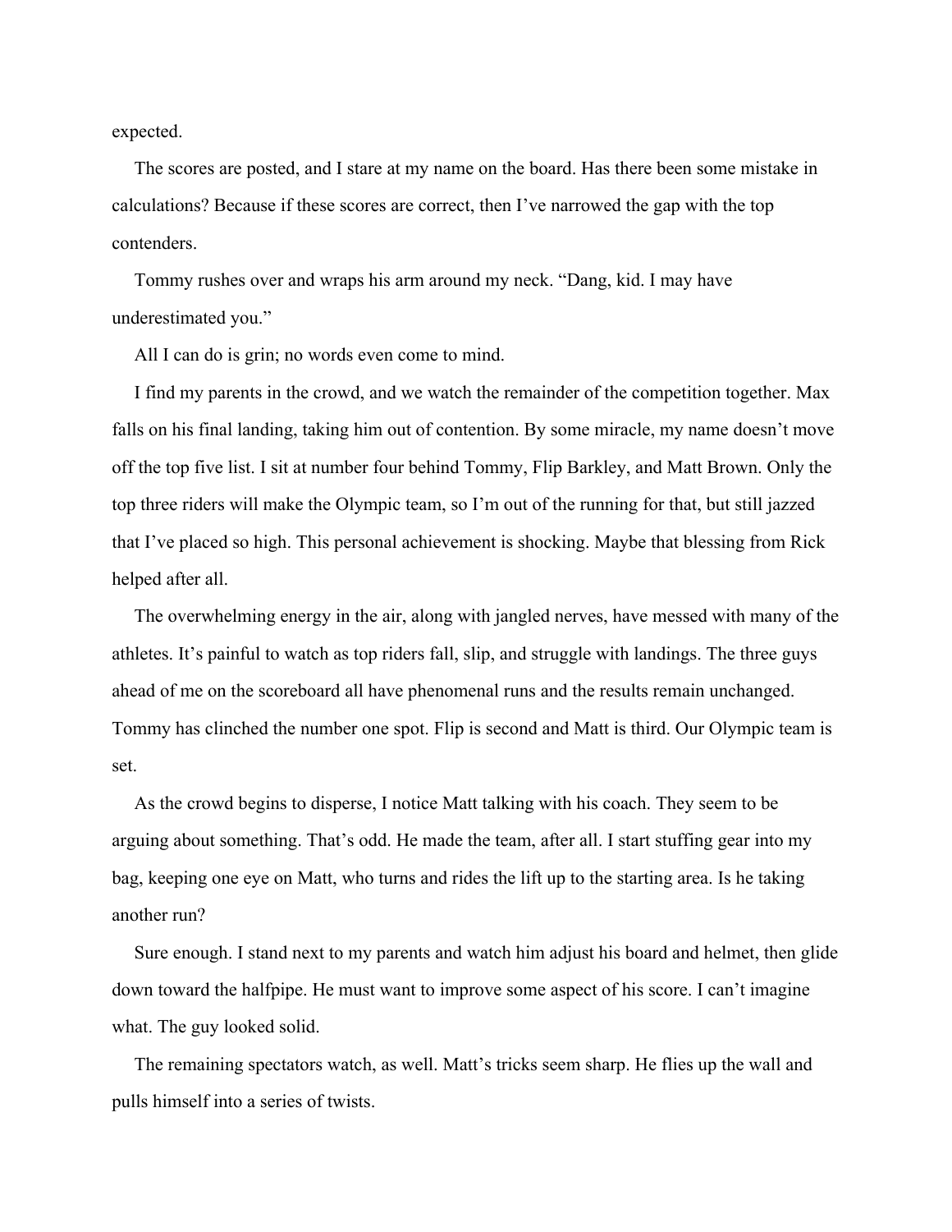expected.

The scores are posted, and I stare at my name on the board. Has there been some mistake in calculations? Because if these scores are correct, then I've narrowed the gap with the top contenders.

Tommy rushes over and wraps his arm around my neck. "Dang, kid. I may have underestimated you."

All I can do is grin; no words even come to mind.

I find my parents in the crowd, and we watch the remainder of the competition together. Max falls on his final landing, taking him out of contention. By some miracle, my name doesn't move off the top five list. I sit at number four behind Tommy, Flip Barkley, and Matt Brown. Only the top three riders will make the Olympic team, so I'm out of the running for that, but still jazzed that I've placed so high. This personal achievement is shocking. Maybe that blessing from Rick helped after all.

The overwhelming energy in the air, along with jangled nerves, have messed with many of the athletes. It's painful to watch as top riders fall, slip, and struggle with landings. The three guys ahead of me on the scoreboard all have phenomenal runs and the results remain unchanged. Tommy has clinched the number one spot. Flip is second and Matt is third. Our Olympic team is set.

As the crowd begins to disperse, I notice Matt talking with his coach. They seem to be arguing about something. That's odd. He made the team, after all. I start stuffing gear into my bag, keeping one eye on Matt, who turns and rides the lift up to the starting area. Is he taking another run?

Sure enough. I stand next to my parents and watch him adjust his board and helmet, then glide down toward the halfpipe. He must want to improve some aspect of his score. I can't imagine what. The guy looked solid.

The remaining spectators watch, as well. Matt's tricks seem sharp. He flies up the wall and pulls himself into a series of twists.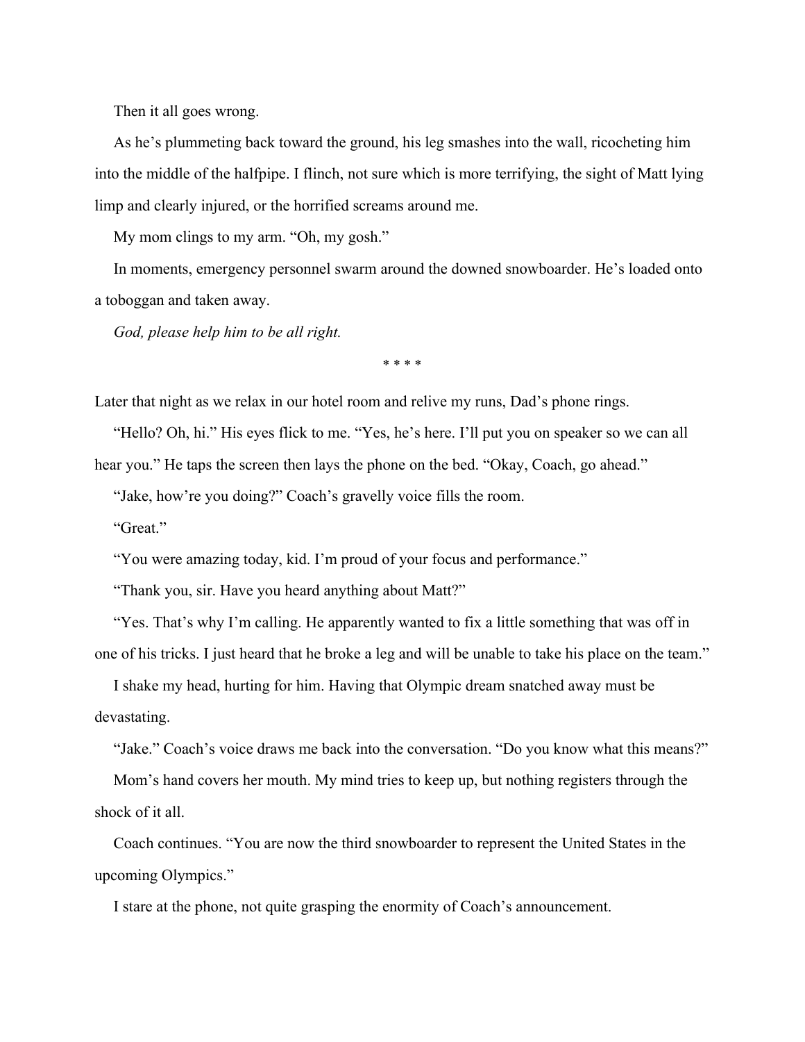Then it all goes wrong.

As he's plummeting back toward the ground, his leg smashes into the wall, ricocheting him into the middle of the halfpipe. I flinch, not sure which is more terrifying, the sight of Matt lying limp and clearly injured, or the horrified screams around me.

My mom clings to my arm. "Oh, my gosh."

In moments, emergency personnel swarm around the downed snowboarder. He's loaded onto a toboggan and taken away.

*God, please help him to be all right.*

* * * *

Later that night as we relax in our hotel room and relive my runs, Dad's phone rings.

"Hello? Oh, hi." His eyes flick to me. "Yes, he's here. I'll put you on speaker so we can all hear you." He taps the screen then lays the phone on the bed. "Okay, Coach, go ahead."

"Jake, how're you doing?" Coach's gravelly voice fills the room.

"Great."

"You were amazing today, kid. I'm proud of your focus and performance."

"Thank you, sir. Have you heard anything about Matt?"

"Yes. That's why I'm calling. He apparently wanted to fix a little something that was off in one of his tricks. I just heard that he broke a leg and will be unable to take his place on the team."

I shake my head, hurting for him. Having that Olympic dream snatched away must be devastating.

"Jake." Coach's voice draws me back into the conversation. "Do you know what this means?"

Mom's hand covers her mouth. My mind tries to keep up, but nothing registers through the shock of it all.

Coach continues. "You are now the third snowboarder to represent the United States in the upcoming Olympics."

I stare at the phone, not quite grasping the enormity of Coach's announcement.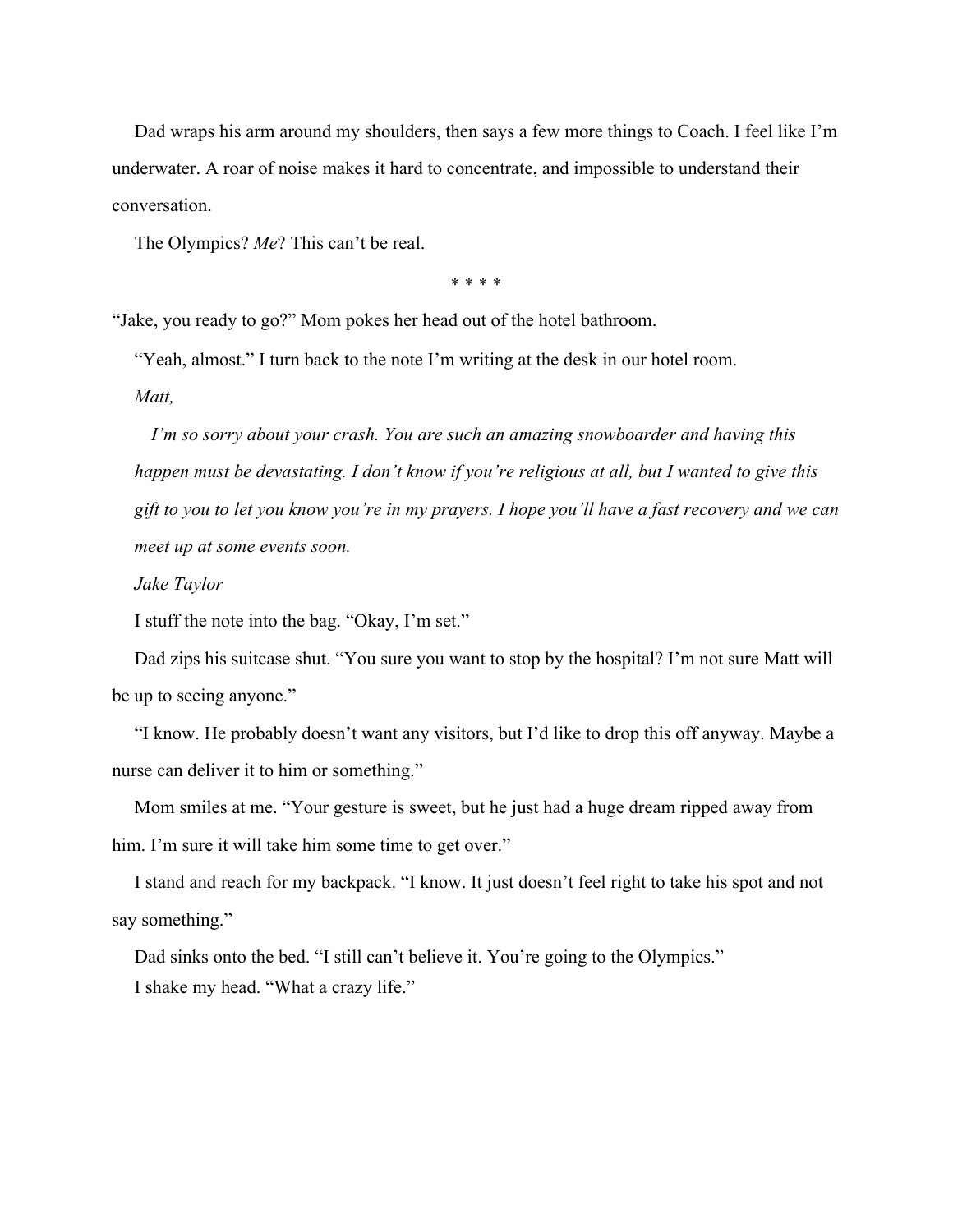Dad wraps his arm around my shoulders, then says a few more things to Coach. I feel like I'm underwater. A roar of noise makes it hard to concentrate, and impossible to understand their conversation.

The Olympics? *Me*? This can't be real.

\* \* \* \*

"Jake, you ready to go?" Mom pokes her head out of the hotel bathroom.

"Yeah, almost." I turn back to the note I'm writing at the desk in our hotel room.

*Matt,*

*I'm so sorry about your crash. You are such an amazing snowboarder and having this happen must be devastating. I don't know if you're religious at all, but I wanted to give this gift to you to let you know you're in my prayers. I hope you'll have a fast recovery and we can meet up at some events soon.*

*Jake Taylor*

I stuff the note into the bag. "Okay, I'm set."

Dad zips his suitcase shut. "You sure you want to stop by the hospital? I'm not sure Matt will be up to seeing anyone."

"I know. He probably doesn't want any visitors, but I'd like to drop this off anyway. Maybe a nurse can deliver it to him or something."

Mom smiles at me. "Your gesture is sweet, but he just had a huge dream ripped away from him. I'm sure it will take him some time to get over."

I stand and reach for my backpack. "I know. It just doesn't feel right to take his spot and not say something."

Dad sinks onto the bed. "I still can't believe it. You're going to the Olympics."

I shake my head. "What a crazy life."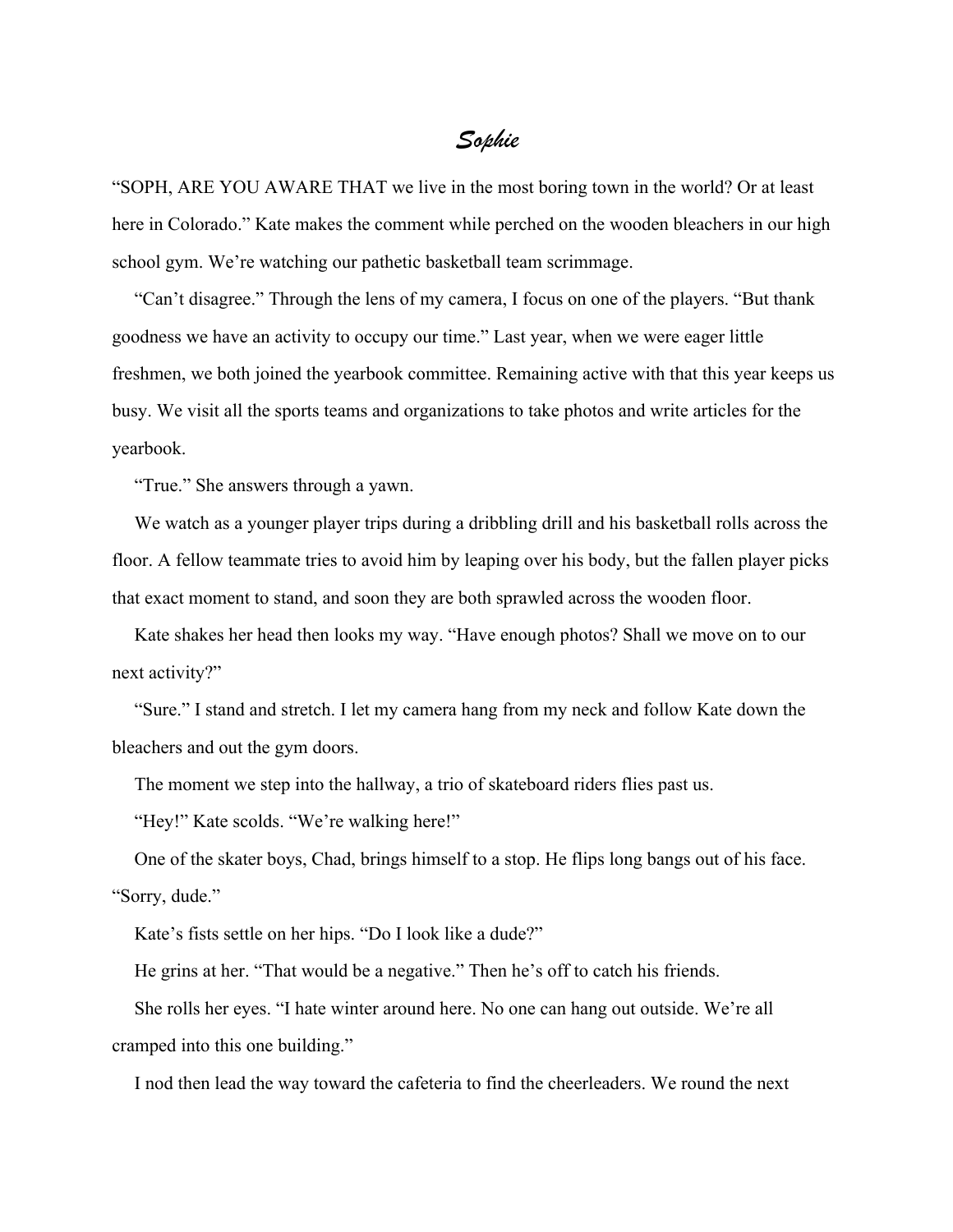# *Sophie*

"SOPH, ARE YOU AWARE THAT we live in the most boring town in the world? Or at least here in Colorado." Kate makes the comment while perched on the wooden bleachers in our high school gym. We're watching our pathetic basketball team scrimmage.

"Can't disagree." Through the lens of my camera, I focus on one of the players. "But thank goodness we have an activity to occupy our time." Last year, when we were eager little freshmen, we both joined the yearbook committee. Remaining active with that this year keeps us busy. We visit all the sports teams and organizations to take photos and write articles for the yearbook.

"True." She answers through a yawn.

We watch as a younger player trips during a dribbling drill and his basketball rolls across the floor. A fellow teammate tries to avoid him by leaping over his body, but the fallen player picks that exact moment to stand, and soon they are both sprawled across the wooden floor.

Kate shakes her head then looks my way. "Have enough photos? Shall we move on to our next activity?"

"Sure." I stand and stretch. I let my camera hang from my neck and follow Kate down the bleachers and out the gym doors.

The moment we step into the hallway, a trio of skateboard riders flies past us.

"Hey!" Kate scolds. "We're walking here!"

One of the skater boys, Chad, brings himself to a stop. He flips long bangs out of his face. "Sorry, dude."

Kate's fists settle on her hips. "Do I look like a dude?"

He grins at her. "That would be a negative." Then he's off to catch his friends.

She rolls her eyes. "I hate winter around here. No one can hang out outside. We're all cramped into this one building."

I nod then lead the way toward the cafeteria to find the cheerleaders. We round the next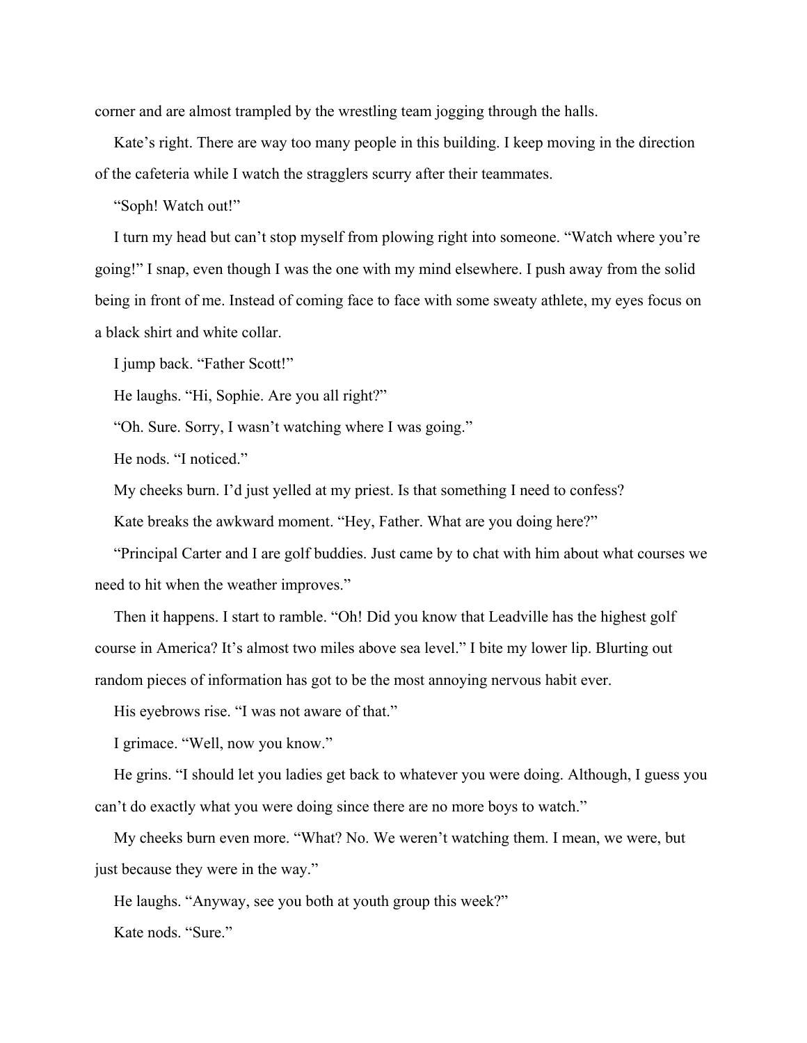corner and are almost trampled by the wrestling team jogging through the halls.

Kate's right. There are way too many people in this building. I keep moving in the direction of the cafeteria while I watch the stragglers scurry after their teammates.

"Soph! Watch out!"

I turn my head but can't stop myself from plowing right into someone. "Watch where you're going!" I snap, even though I was the one with my mind elsewhere. I push away from the solid being in front of me. Instead of coming face to face with some sweaty athlete, my eyes focus on a black shirt and white collar.

I jump back. "Father Scott!"

He laughs. "Hi, Sophie. Are you all right?"

"Oh. Sure. Sorry, I wasn't watching where I was going."

He nods. "I noticed."

My cheeks burn. I'd just yelled at my priest. Is that something I need to confess?

Kate breaks the awkward moment. "Hey, Father. What are you doing here?"

"Principal Carter and I are golf buddies. Just came by to chat with him about what courses we need to hit when the weather improves."

Then it happens. I start to ramble. "Oh! Did you know that Leadville has the highest golf course in America? It's almost two miles above sea level." I bite my lower lip. Blurting out random pieces of information has got to be the most annoying nervous habit ever.

His eyebrows rise. "I was not aware of that."

I grimace. "Well, now you know."

He grins. "I should let you ladies get back to whatever you were doing. Although, I guess you can't do exactly what you were doing since there are no more boys to watch."

My cheeks burn even more. "What? No. We weren't watching them. I mean, we were, but just because they were in the way."

He laughs. "Anyway, see you both at youth group this week?"

Kate nods. "Sure."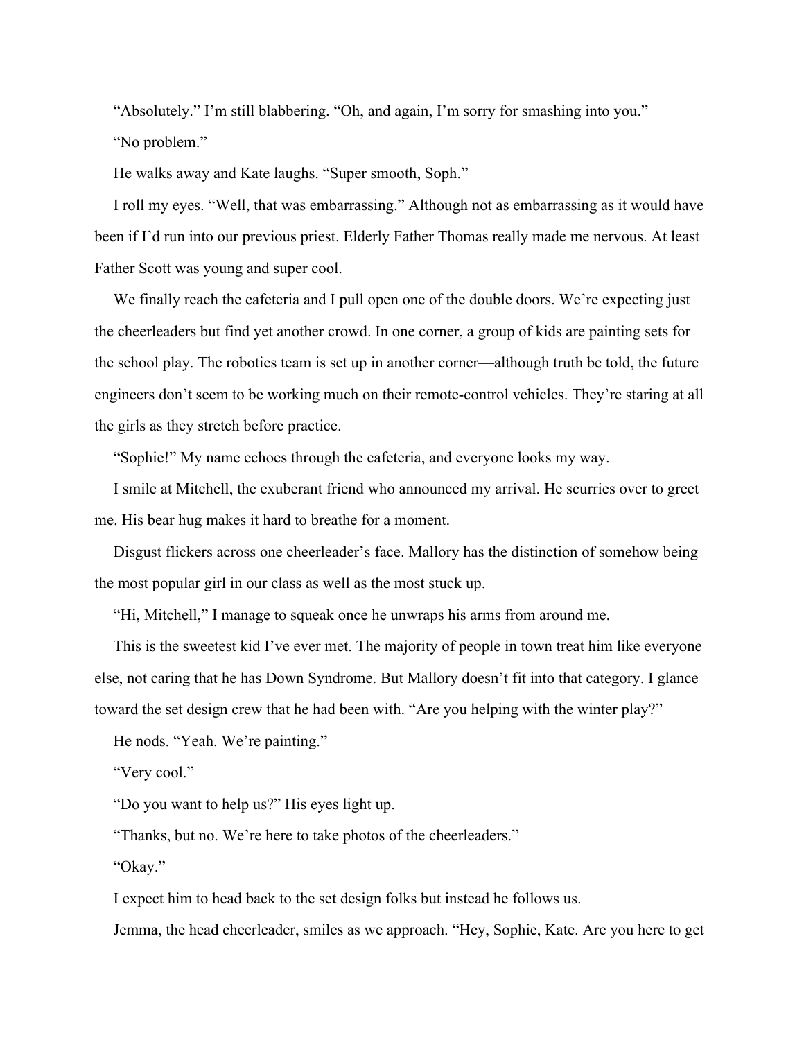"Absolutely." I'm still blabbering. "Oh, and again, I'm sorry for smashing into you."

"No problem."

He walks away and Kate laughs. "Super smooth, Soph."

I roll my eyes. "Well, that was embarrassing." Although not as embarrassing as it would have been if I'd run into our previous priest. Elderly Father Thomas really made me nervous. At least Father Scott was young and super cool.

We finally reach the cafeteria and I pull open one of the double doors. We're expecting just the cheerleaders but find yet another crowd. In one corner, a group of kids are painting sets for the school play. The robotics team is set up in another corner—although truth be told, the future engineers don't seem to be working much on their remote-control vehicles. They're staring at all the girls as they stretch before practice.

"Sophie!" My name echoes through the cafeteria, and everyone looks my way.

I smile at Mitchell, the exuberant friend who announced my arrival. He scurries over to greet me. His bear hug makes it hard to breathe for a moment.

Disgust flickers across one cheerleader's face. Mallory has the distinction of somehow being the most popular girl in our class as well as the most stuck up.

"Hi, Mitchell," I manage to squeak once he unwraps his arms from around me.

This is the sweetest kid I've ever met. The majority of people in town treat him like everyone else, not caring that he has Down Syndrome. But Mallory doesn't fit into that category. I glance toward the set design crew that he had been with. "Are you helping with the winter play?"

He nods. "Yeah. We're painting."

"Very cool."

"Do you want to help us?" His eyes light up.

"Thanks, but no. We're here to take photos of the cheerleaders."

"Okay."

I expect him to head back to the set design folks but instead he follows us.

Jemma, the head cheerleader, smiles as we approach. "Hey, Sophie, Kate. Are you here to get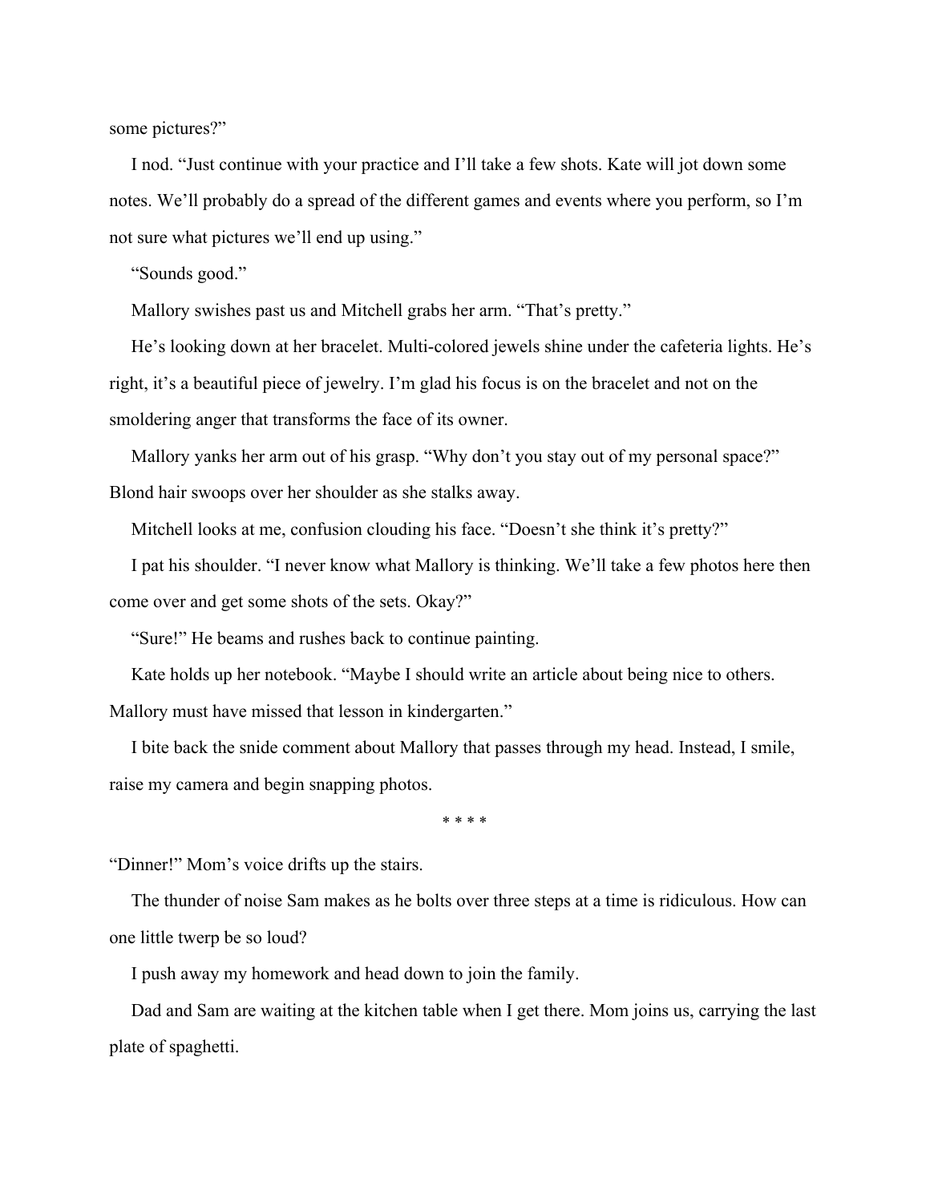some pictures?"

I nod. "Just continue with your practice and I'll take a few shots. Kate will jot down some notes. We'll probably do a spread of the different games and events where you perform, so I'm not sure what pictures we'll end up using."

"Sounds good."

Mallory swishes past us and Mitchell grabs her arm. "That's pretty."

He's looking down at her bracelet. Multi-colored jewels shine under the cafeteria lights. He's right, it's a beautiful piece of jewelry. I'm glad his focus is on the bracelet and not on the smoldering anger that transforms the face of its owner.

Mallory yanks her arm out of his grasp. "Why don't you stay out of my personal space?" Blond hair swoops over her shoulder as she stalks away.

Mitchell looks at me, confusion clouding his face. "Doesn't she think it's pretty?"

I pat his shoulder. "I never know what Mallory is thinking. We'll take a few photos here then come over and get some shots of the sets. Okay?"

"Sure!" He beams and rushes back to continue painting.

Kate holds up her notebook. "Maybe I should write an article about being nice to others. Mallory must have missed that lesson in kindergarten."

I bite back the snide comment about Mallory that passes through my head. Instead, I smile, raise my camera and begin snapping photos.

* * * *

"Dinner!" Mom's voice drifts up the stairs.

The thunder of noise Sam makes as he bolts over three steps at a time is ridiculous. How can one little twerp be so loud?

I push away my homework and head down to join the family.

Dad and Sam are waiting at the kitchen table when I get there. Mom joins us, carrying the last plate of spaghetti.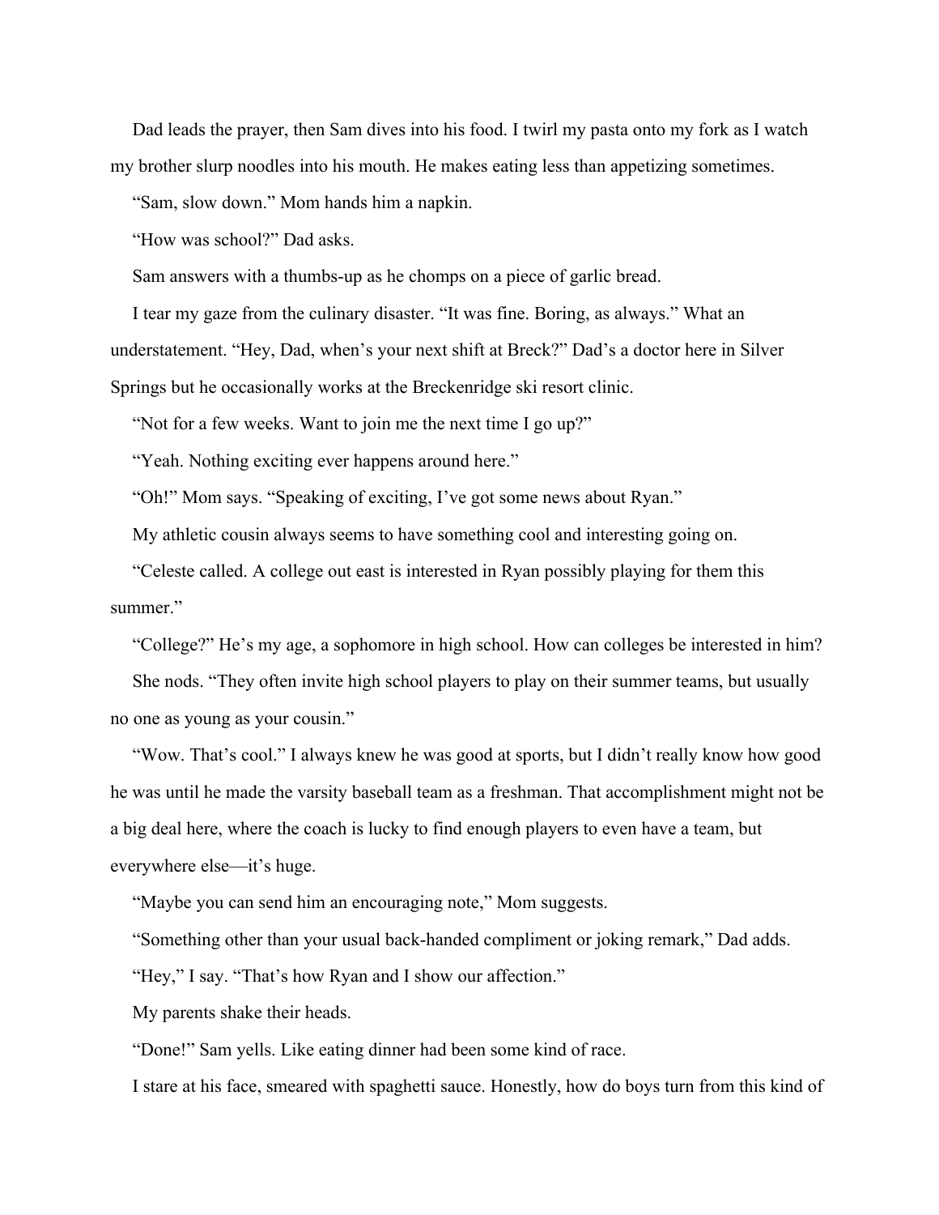Dad leads the prayer, then Sam dives into his food. I twirl my pasta onto my fork as I watch my brother slurp noodles into his mouth. He makes eating less than appetizing sometimes.

"Sam, slow down." Mom hands him a napkin.

"How was school?" Dad asks.

Sam answers with a thumbs-up as he chomps on a piece of garlic bread.

I tear my gaze from the culinary disaster. "It was fine. Boring, as always." What an understatement. "Hey, Dad, when's your next shift at Breck?" Dad's a doctor here in Silver Springs but he occasionally works at the Breckenridge ski resort clinic.

"Not for a few weeks. Want to join me the next time I go up?"

"Yeah. Nothing exciting ever happens around here."

"Oh!" Mom says. "Speaking of exciting, I've got some news about Ryan."

My athletic cousin always seems to have something cool and interesting going on.

"Celeste called. A college out east is interested in Ryan possibly playing for them this summer."

"College?" He's my age, a sophomore in high school. How can colleges be interested in him?

She nods. "They often invite high school players to play on their summer teams, but usually no one as young as your cousin."

"Wow. That's cool." I always knew he was good at sports, but I didn't really know how good he was until he made the varsity baseball team as a freshman. That accomplishment might not be a big deal here, where the coach is lucky to find enough players to even have a team, but everywhere else—it's huge.

"Maybe you can send him an encouraging note," Mom suggests.

"Something other than your usual back-handed compliment or joking remark," Dad adds.

"Hey," I say. "That's how Ryan and I show our affection."

My parents shake their heads.

"Done!" Sam yells. Like eating dinner had been some kind of race.

I stare at his face, smeared with spaghetti sauce. Honestly, how do boys turn from this kind of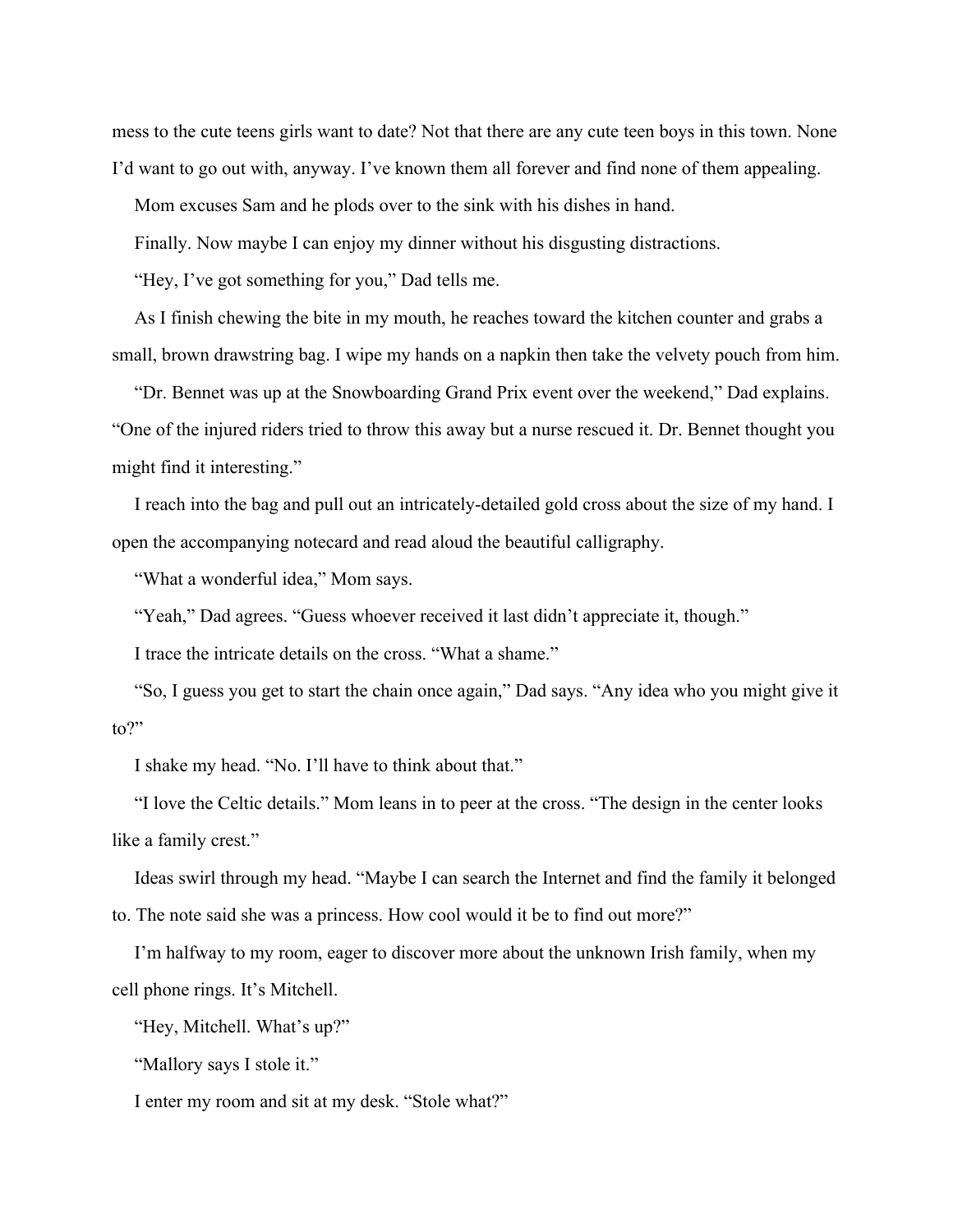mess to the cute teens girls want to date? Not that there are any cute teen boys in this town. None I'd want to go out with, anyway. I've known them all forever and find none of them appealing.

Mom excuses Sam and he plods over to the sink with his dishes in hand.

Finally. Now maybe I can enjoy my dinner without his disgusting distractions.

"Hey, I've got something for you," Dad tells me.

As I finish chewing the bite in my mouth, he reaches toward the kitchen counter and grabs a small, brown drawstring bag. I wipe my hands on a napkin then take the velvety pouch from him.

"Dr. Bennet was up at the Snowboarding Grand Prix event over the weekend," Dad explains. "One of the injured riders tried to throw this away but a nurse rescued it. Dr. Bennet thought you might find it interesting."

I reach into the bag and pull out an intricately-detailed gold cross about the size of my hand. I open the accompanying notecard and read aloud the beautiful calligraphy.

"What a wonderful idea," Mom says.

"Yeah," Dad agrees. "Guess whoever received it last didn't appreciate it, though."

I trace the intricate details on the cross. "What a shame."

"So, I guess you get to start the chain once again," Dad says. "Any idea who you might give it to?"

I shake my head. "No. I'll have to think about that."

"I love the Celtic details." Mom leans in to peer at the cross. "The design in the center looks like a family crest."

Ideas swirl through my head. "Maybe I can search the Internet and find the family it belonged to. The note said she was a princess. How cool would it be to find out more?"

I'm halfway to my room, eager to discover more about the unknown Irish family, when my cell phone rings. It's Mitchell.

"Hey, Mitchell. What's up?"

"Mallory says I stole it."

I enter my room and sit at my desk. "Stole what?"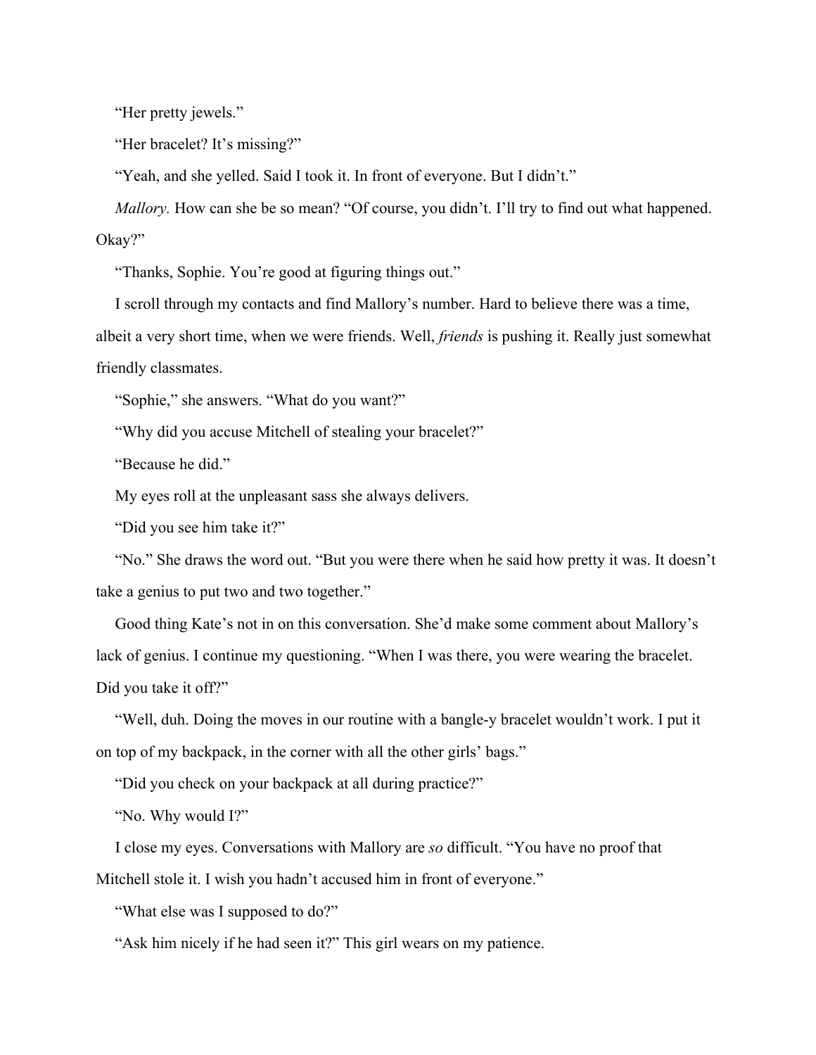"Her pretty jewels."

"Her bracelet? It's missing?"

"Yeah, and she yelled. Said I took it. In front of everyone. But I didn't."

*Mallory.* How can she be so mean? "Of course, you didn't. I'll try to find out what happened. Okay?"

"Thanks, Sophie. You're good at figuring things out."

I scroll through my contacts and find Mallory's number. Hard to believe there was a time, albeit a very short time, when we were friends. Well, *friends* is pushing it. Really just somewhat friendly classmates.

"Sophie," she answers. "What do you want?"

"Why did you accuse Mitchell of stealing your bracelet?"

"Because he did."

My eyes roll at the unpleasant sass she always delivers.

"Did you see him take it?"

"No." She draws the word out. "But you were there when he said how pretty it was. It doesn't take a genius to put two and two together."

Good thing Kate's not in on this conversation. She'd make some comment about Mallory's lack of genius. I continue my questioning. "When I was there, you were wearing the bracelet. Did you take it off?"

"Well, duh. Doing the moves in our routine with a bangle-y bracelet wouldn't work. I put it on top of my backpack, in the corner with all the other girls' bags."

"Did you check on your backpack at all during practice?"

"No. Why would I?"

I close my eyes. Conversations with Mallory are *so* difficult. "You have no proof that Mitchell stole it. I wish you hadn't accused him in front of everyone."

"What else was I supposed to do?"

"Ask him nicely if he had seen it?" This girl wears on my patience.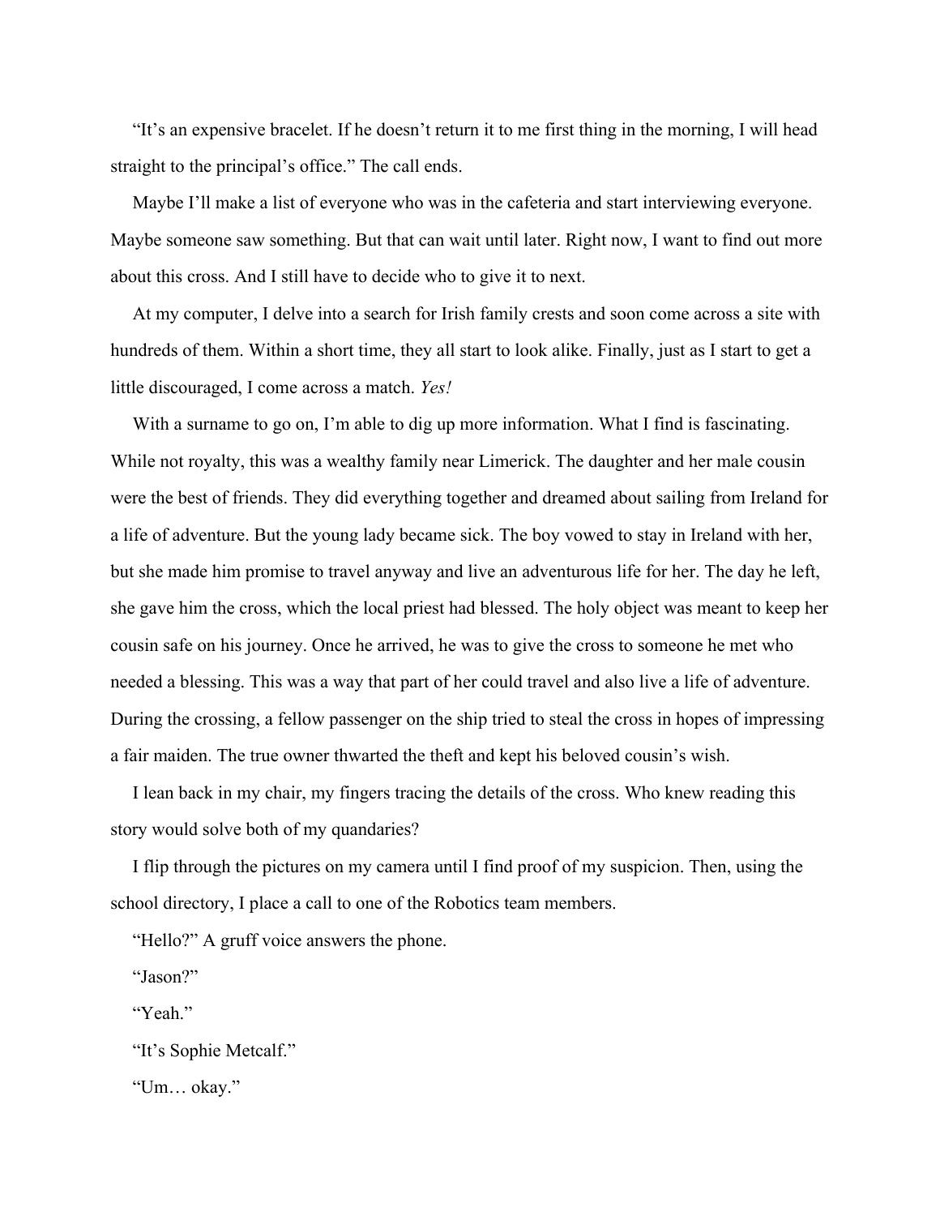"It's an expensive bracelet. If he doesn't return it to me first thing in the morning, I will head straight to the principal's office." The call ends.

Maybe I'll make a list of everyone who was in the cafeteria and start interviewing everyone. Maybe someone saw something. But that can wait until later. Right now, I want to find out more about this cross. And I still have to decide who to give it to next.

At my computer, I delve into a search for Irish family crests and soon come across a site with hundreds of them. Within a short time, they all start to look alike. Finally, just as I start to get a little discouraged, I come across a match. *Yes!*

With a surname to go on, I'm able to dig up more information. What I find is fascinating. While not royalty, this was a wealthy family near Limerick. The daughter and her male cousin were the best of friends. They did everything together and dreamed about sailing from Ireland for a life of adventure. But the young lady became sick. The boy vowed to stay in Ireland with her, but she made him promise to travel anyway and live an adventurous life for her. The day he left, she gave him the cross, which the local priest had blessed. The holy object was meant to keep her cousin safe on his journey. Once he arrived, he was to give the cross to someone he met who needed a blessing. This was a way that part of her could travel and also live a life of adventure. During the crossing, a fellow passenger on the ship tried to steal the cross in hopes of impressing a fair maiden. The true owner thwarted the theft and kept his beloved cousin's wish.

I lean back in my chair, my fingers tracing the details of the cross. Who knew reading this story would solve both of my quandaries?

I flip through the pictures on my camera until I find proof of my suspicion. Then, using the school directory, I place a call to one of the Robotics team members.

"Hello?" A gruff voice answers the phone.

"Jason?"

"Yeah."

"It's Sophie Metcalf."

"Um… okay."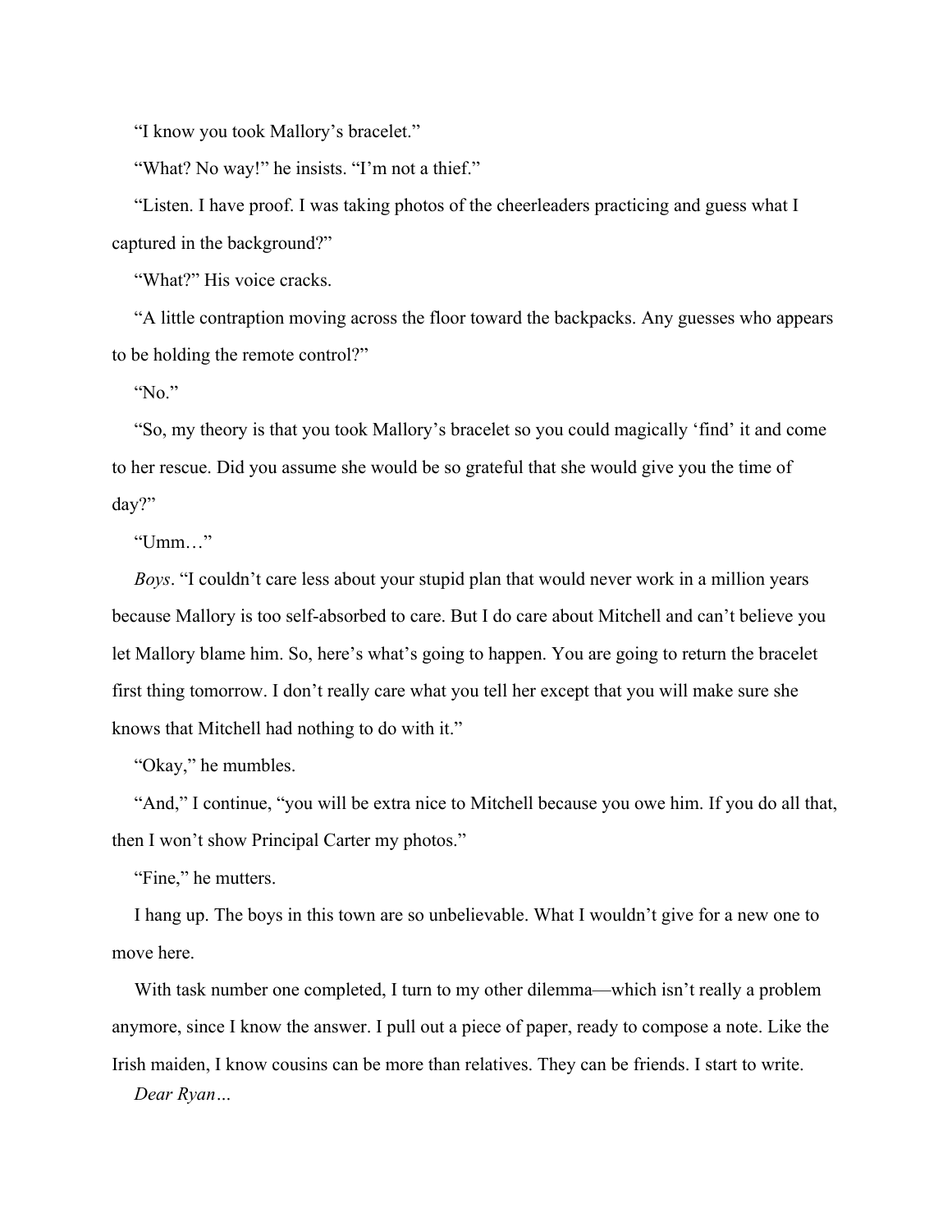"I know you took Mallory's bracelet."

"What? No way!" he insists. "I'm not a thief."

"Listen. I have proof. I was taking photos of the cheerleaders practicing and guess what I captured in the background?"

"What?" His voice cracks.

"A little contraption moving across the floor toward the backpacks. Any guesses who appears to be holding the remote control?"

"No."

"So, my theory is that you took Mallory's bracelet so you could magically 'find' it and come to her rescue. Did you assume she would be so grateful that she would give you the time of day?"

"Umm…"

*Boys*. "I couldn't care less about your stupid plan that would never work in a million years because Mallory is too self-absorbed to care. But I do care about Mitchell and can't believe you let Mallory blame him. So, here's what's going to happen. You are going to return the bracelet first thing tomorrow. I don't really care what you tell her except that you will make sure she knows that Mitchell had nothing to do with it."

"Okay," he mumbles.

"And," I continue, "you will be extra nice to Mitchell because you owe him. If you do all that, then I won't show Principal Carter my photos."

"Fine," he mutters.

I hang up. The boys in this town are so unbelievable. What I wouldn't give for a new one to move here.

With task number one completed, I turn to my other dilemma—which isn't really a problem anymore, since I know the answer. I pull out a piece of paper, ready to compose a note. Like the Irish maiden, I know cousins can be more than relatives. They can be friends. I start to write.

*Dear Ryan…*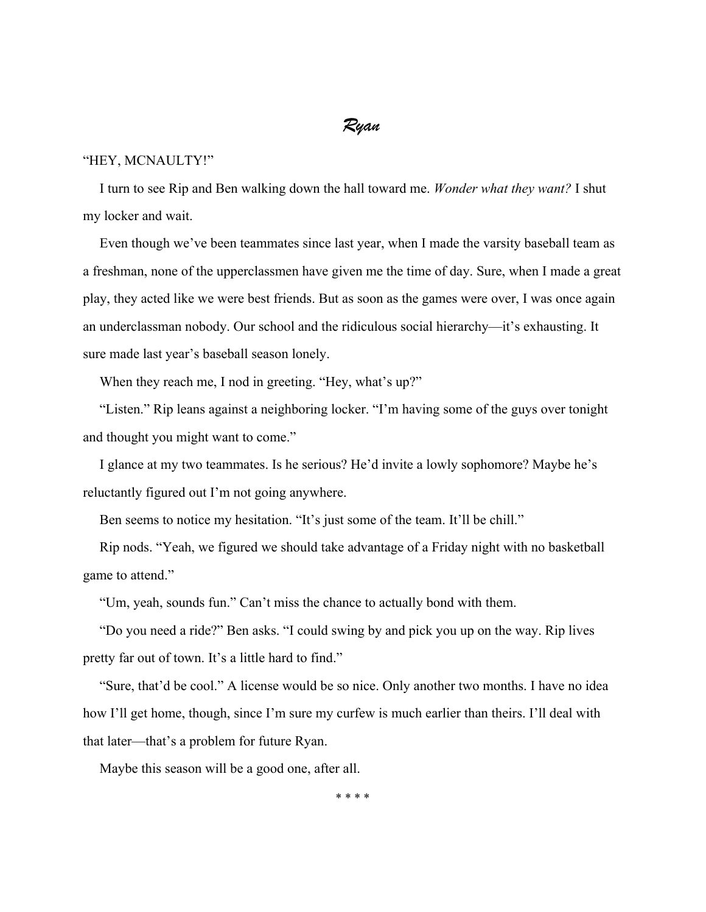# *Ryan*

"HEY, MCNAULTY!"

I turn to see Rip and Ben walking down the hall toward me. *Wonder what they want?* I shut my locker and wait.

Even though we've been teammates since last year, when I made the varsity baseball team as a freshman, none of the upperclassmen have given me the time of day. Sure, when I made a great play, they acted like we were best friends. But as soon as the games were over, I was once again an underclassman nobody. Our school and the ridiculous social hierarchy—it's exhausting. It sure made last year's baseball season lonely.

When they reach me, I nod in greeting. "Hey, what's up?"

"Listen." Rip leans against a neighboring locker. "I'm having some of the guys over tonight and thought you might want to come."

I glance at my two teammates. Is he serious? He'd invite a lowly sophomore? Maybe he's reluctantly figured out I'm not going anywhere.

Ben seems to notice my hesitation. "It's just some of the team. It'll be chill."

Rip nods. "Yeah, we figured we should take advantage of a Friday night with no basketball game to attend."

"Um, yeah, sounds fun." Can't miss the chance to actually bond with them.

"Do you need a ride?" Ben asks. "I could swing by and pick you up on the way. Rip lives pretty far out of town. It's a little hard to find."

"Sure, that'd be cool." A license would be so nice. Only another two months. I have no idea how I'll get home, though, since I'm sure my curfew is much earlier than theirs. I'll deal with that later—that's a problem for future Ryan.

Maybe this season will be a good one, after all.

* * * *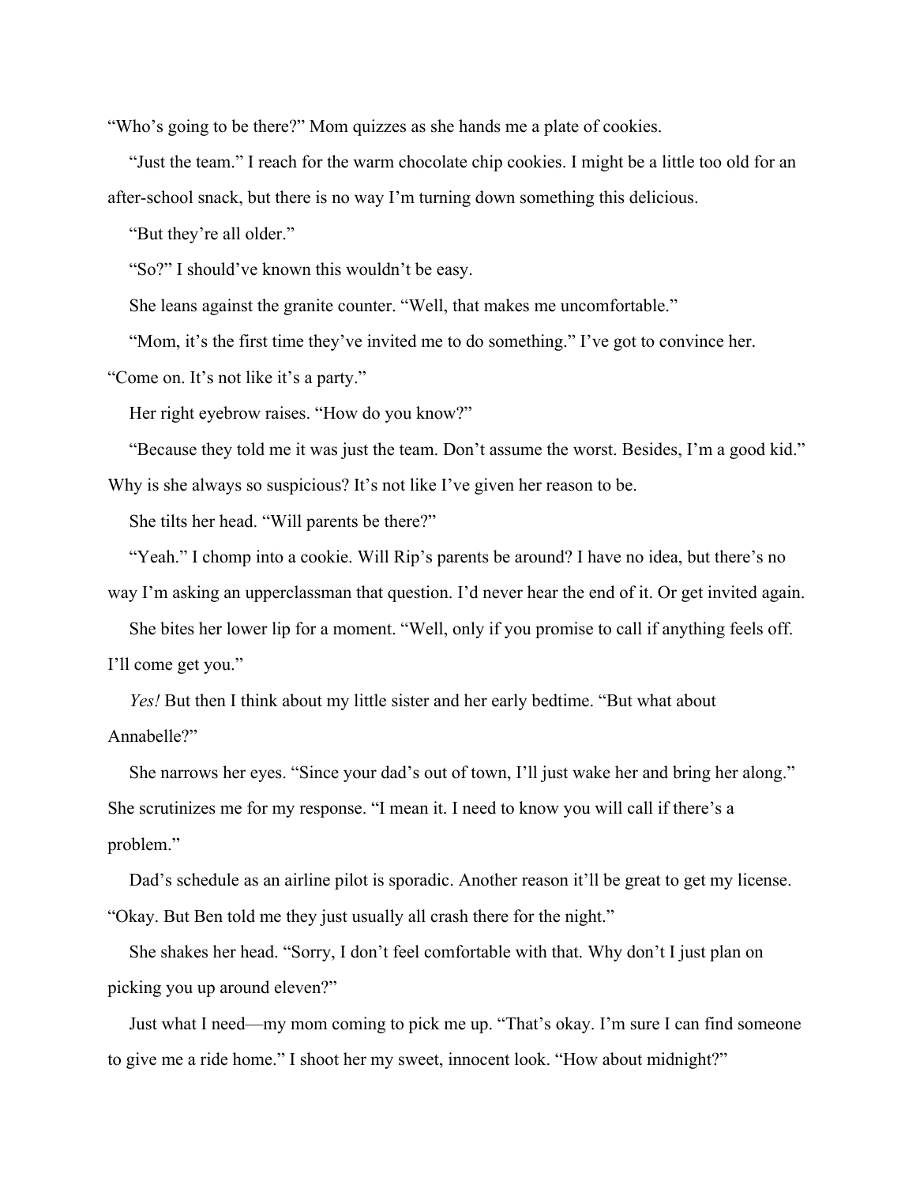"Who's going to be there?" Mom quizzes as she hands me a plate of cookies.

"Just the team." I reach for the warm chocolate chip cookies. I might be a little too old for an after-school snack, but there is no way I'm turning down something this delicious.

"But they're all older."

"So?" I should've known this wouldn't be easy.

She leans against the granite counter. "Well, that makes me uncomfortable."

"Mom, it's the first time they've invited me to do something." I've got to convince her. "Come on. It's not like it's a party."

Her right eyebrow raises. "How do you know?"

"Because they told me it was just the team. Don't assume the worst. Besides, I'm a good kid." Why is she always so suspicious? It's not like I've given her reason to be.

She tilts her head. "Will parents be there?"

"Yeah." I chomp into a cookie. Will Rip's parents be around? I have no idea, but there's no way I'm asking an upperclassman that question. I'd never hear the end of it. Or get invited again.

She bites her lower lip for a moment. "Well, only if you promise to call if anything feels off. I'll come get you."

*Yes!* But then I think about my little sister and her early bedtime. "But what about Annabelle?"

She narrows her eyes. "Since your dad's out of town, I'll just wake her and bring her along." She scrutinizes me for my response. "I mean it. I need to know you will call if there's a problem."

Dad's schedule as an airline pilot is sporadic. Another reason it'll be great to get my license. "Okay. But Ben told me they just usually all crash there for the night."

She shakes her head. "Sorry, I don't feel comfortable with that. Why don't I just plan on picking you up around eleven?"

Just what I need—my mom coming to pick me up. "That's okay. I'm sure I can find someone to give me a ride home." I shoot her my sweet, innocent look. "How about midnight?"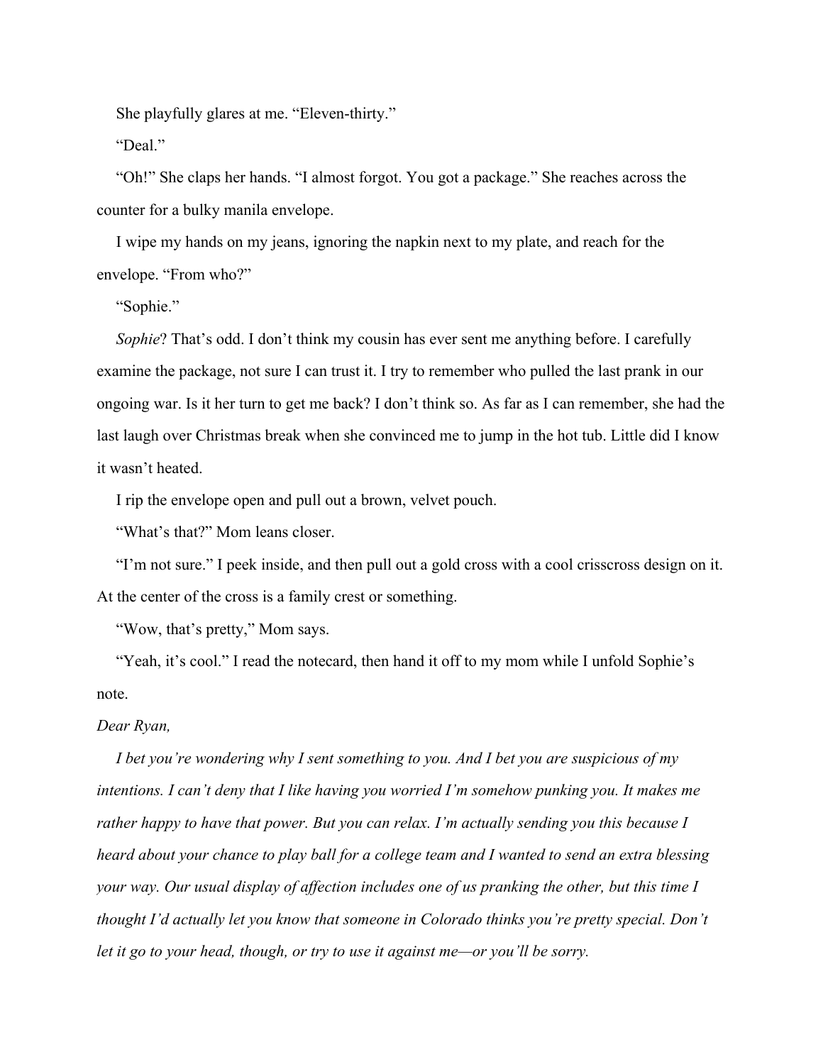She playfully glares at me. "Eleven-thirty."

"Deal."

"Oh!" She claps her hands. "I almost forgot. You got a package." She reaches across the counter for a bulky manila envelope.

I wipe my hands on my jeans, ignoring the napkin next to my plate, and reach for the envelope. "From who?"

"Sophie."

*Sophie*? That's odd. I don't think my cousin has ever sent me anything before. I carefully examine the package, not sure I can trust it. I try to remember who pulled the last prank in our ongoing war. Is it her turn to get me back? I don't think so. As far as I can remember, she had the last laugh over Christmas break when she convinced me to jump in the hot tub. Little did I know it wasn't heated.

I rip the envelope open and pull out a brown, velvet pouch.

"What's that?" Mom leans closer.

"I'm not sure." I peek inside, and then pull out a gold cross with a cool crisscross design on it. At the center of the cross is a family crest or something.

"Wow, that's pretty," Mom says.

"Yeah, it's cool." I read the notecard, then hand it off to my mom while I unfold Sophie's note.

*Dear Ryan,*

*I bet you're wondering why I sent something to you. And I bet you are suspicious of my intentions. I can't deny that I like having you worried I'm somehow punking you. It makes me rather happy to have that power. But you can relax. I'm actually sending you this because I heard about your chance to play ball for a college team and I wanted to send an extra blessing your way. Our usual display of affection includes one of us pranking the other, but this time I thought I'd actually let you know that someone in Colorado thinks you're pretty special. Don't let it go to your head, though, or try to use it against me—or you'll be sorry.*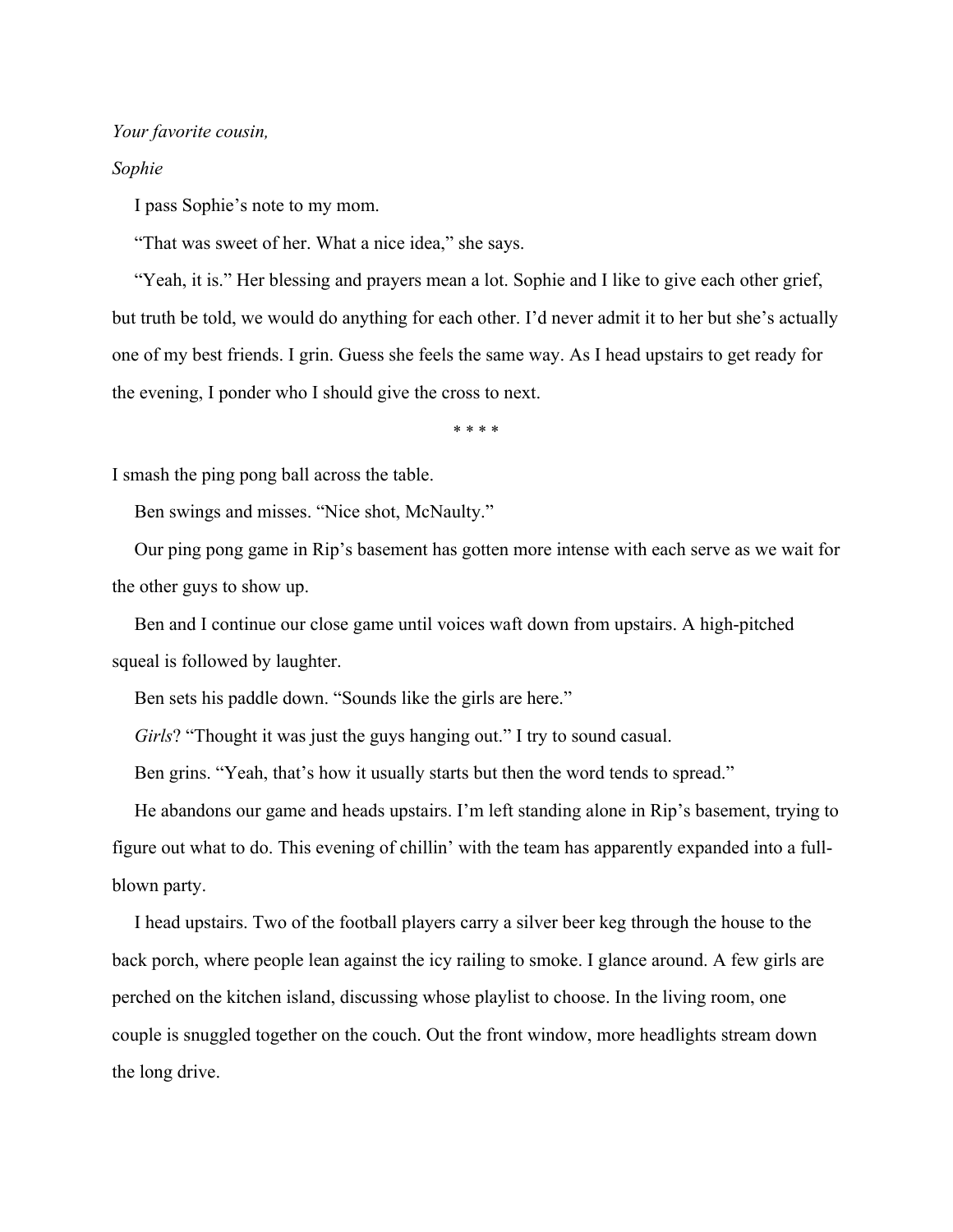*Your favorite cousin,*

*Sophie*

I pass Sophie's note to my mom.

"That was sweet of her. What a nice idea," she says.

"Yeah, it is." Her blessing and prayers mean a lot. Sophie and I like to give each other grief, but truth be told, we would do anything for each other. I'd never admit it to her but she's actually one of my best friends. I grin. Guess she feels the same way. As I head upstairs to get ready for the evening, I ponder who I should give the cross to next.

\* \* \* \*

I smash the ping pong ball across the table.

Ben swings and misses. "Nice shot, McNaulty."

Our ping pong game in Rip's basement has gotten more intense with each serve as we wait for the other guys to show up.

Ben and I continue our close game until voices waft down from upstairs. A high-pitched squeal is followed by laughter.

Ben sets his paddle down. "Sounds like the girls are here."

*Girls*? "Thought it was just the guys hanging out." I try to sound casual.

Ben grins. "Yeah, that's how it usually starts but then the word tends to spread."

He abandons our game and heads upstairs. I'm left standing alone in Rip's basement, trying to figure out what to do. This evening of chillin' with the team has apparently expanded into a full-blown party.

I head upstairs. Two of the football players carry a silver beer keg through the house to the back porch, where people lean against the icy railing to smoke. I glance around. A few girls are perched on the kitchen island, discussing whose playlist to choose. In the living room, one couple is snuggled together on the couch. Out the front window, more headlights stream down the long drive.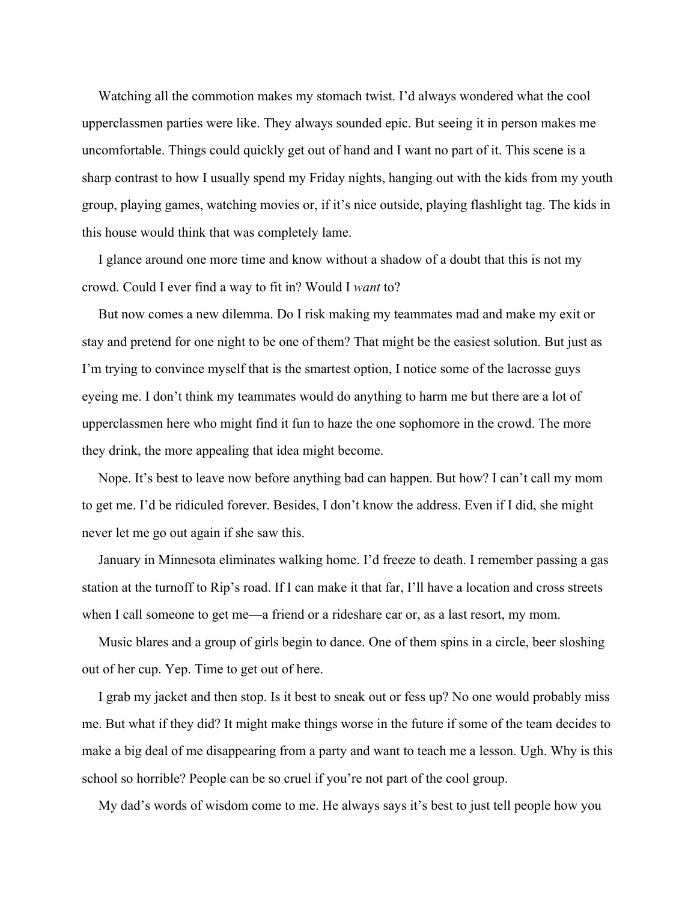Watching all the commotion makes my stomach twist. I'd always wondered what the cool upperclassmen parties were like. They always sounded epic. But seeing it in person makes me uncomfortable. Things could quickly get out of hand and I want no part of it. This scene is a sharp contrast to how I usually spend my Friday nights, hanging out with the kids from my youth group, playing games, watching movies or, if it's nice outside, playing flashlight tag. The kids in this house would think that was completely lame.

I glance around one more time and know without a shadow of a doubt that this is not my crowd. Could I ever find a way to fit in? Would I *want* to?

But now comes a new dilemma. Do I risk making my teammates mad and make my exit or stay and pretend for one night to be one of them? That might be the easiest solution. But just as I'm trying to convince myself that is the smartest option, I notice some of the lacrosse guys eyeing me. I don't think my teammates would do anything to harm me but there are a lot of upperclassmen here who might find it fun to haze the one sophomore in the crowd. The more they drink, the more appealing that idea might become.

Nope. It's best to leave now before anything bad can happen. But how? I can't call my mom to get me. I'd be ridiculed forever. Besides, I don't know the address. Even if I did, she might never let me go out again if she saw this.

January in Minnesota eliminates walking home. I'd freeze to death. I remember passing a gas station at the turnoff to Rip's road. If I can make it that far, I'll have a location and cross streets when I call someone to get me—a friend or a rideshare car or, as a last resort, my mom.

Music blares and a group of girls begin to dance. One of them spins in a circle, beer sloshing out of her cup. Yep. Time to get out of here.

I grab my jacket and then stop. Is it best to sneak out or fess up? No one would probably miss me. But what if they did? It might make things worse in the future if some of the team decides to make a big deal of me disappearing from a party and want to teach me a lesson. Ugh. Why is this school so horrible? People can be so cruel if you're not part of the cool group.

My dad's words of wisdom come to me. He always says it's best to just tell people how you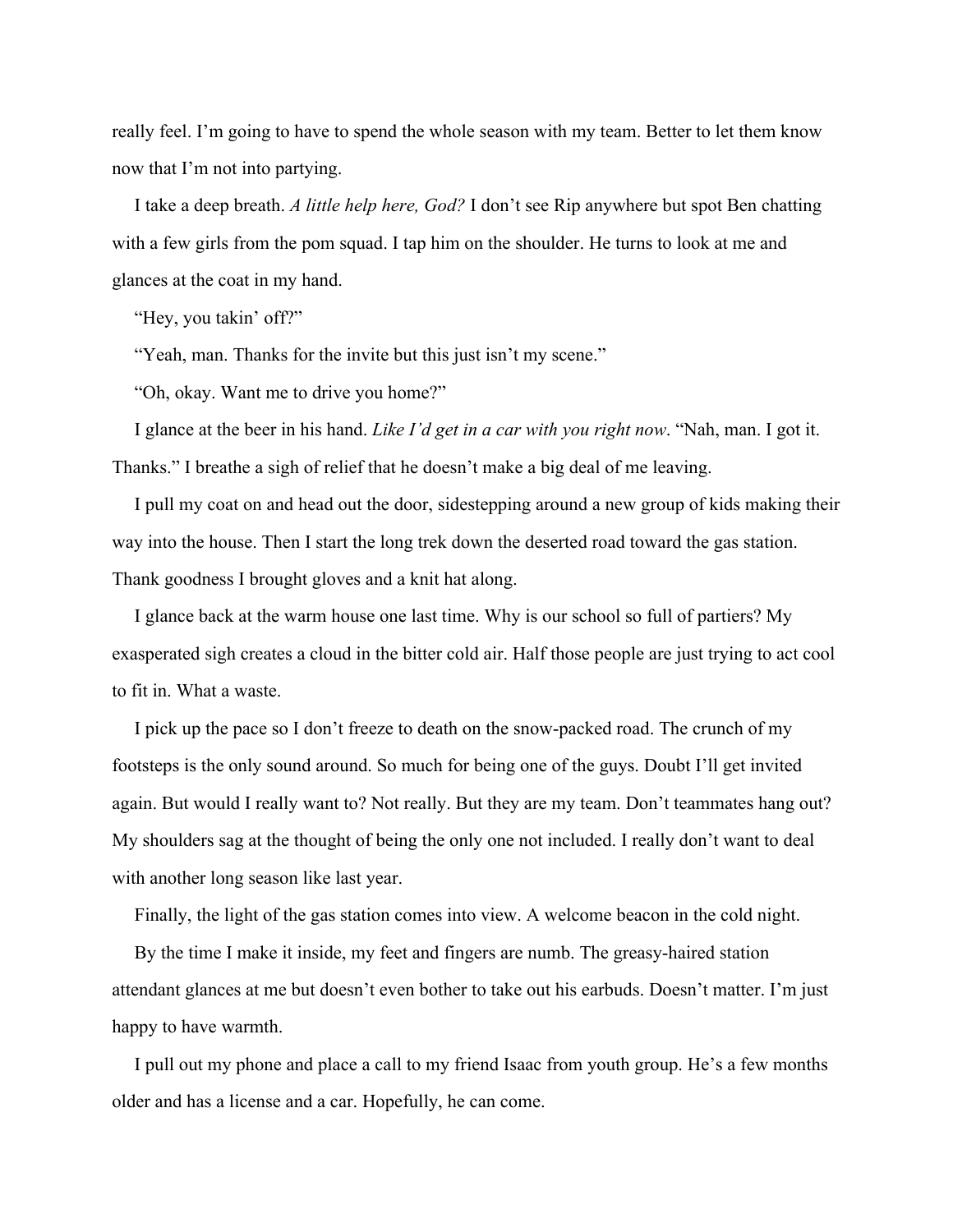really feel. I'm going to have to spend the whole season with my team. Better to let them know now that I'm not into partying.

I take a deep breath. *A little help here, God?* I don't see Rip anywhere but spot Ben chatting with a few girls from the pom squad. I tap him on the shoulder. He turns to look at me and glances at the coat in my hand.

"Hey, you takin' off?"

"Yeah, man. Thanks for the invite but this just isn't my scene."

"Oh, okay. Want me to drive you home?"

I glance at the beer in his hand. *Like I'd get in a car with you right now*. "Nah, man. I got it. Thanks." I breathe a sigh of relief that he doesn't make a big deal of me leaving.

I pull my coat on and head out the door, sidestepping around a new group of kids making their way into the house. Then I start the long trek down the deserted road toward the gas station. Thank goodness I brought gloves and a knit hat along.

I glance back at the warm house one last time. Why is our school so full of partiers? My exasperated sigh creates a cloud in the bitter cold air. Half those people are just trying to act cool to fit in. What a waste.

I pick up the pace so I don't freeze to death on the snow-packed road. The crunch of my footsteps is the only sound around. So much for being one of the guys. Doubt I'll get invited again. But would I really want to? Not really. But they are my team. Don't teammates hang out? My shoulders sag at the thought of being the only one not included. I really don't want to deal with another long season like last year.

Finally, the light of the gas station comes into view. A welcome beacon in the cold night.

By the time I make it inside, my feet and fingers are numb. The greasy-haired station attendant glances at me but doesn't even bother to take out his earbuds. Doesn't matter. I'm just happy to have warmth.

I pull out my phone and place a call to my friend Isaac from youth group. He's a few months older and has a license and a car. Hopefully, he can come.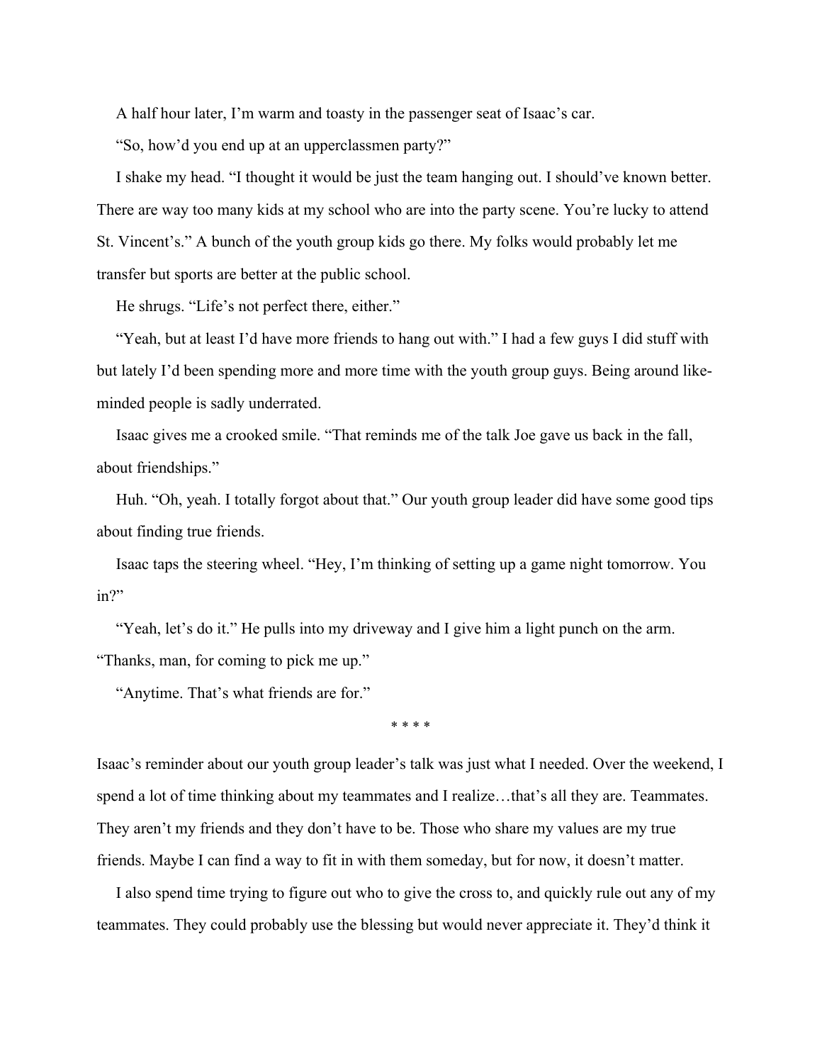A half hour later, I'm warm and toasty in the passenger seat of Isaac's car.

"So, how'd you end up at an upperclassmen party?"

I shake my head. "I thought it would be just the team hanging out. I should've known better. There are way too many kids at my school who are into the party scene. You're lucky to attend St. Vincent's." A bunch of the youth group kids go there. My folks would probably let me transfer but sports are better at the public school.

He shrugs. "Life's not perfect there, either."

"Yeah, but at least I'd have more friends to hang out with." I had a few guys I did stuff with but lately I'd been spending more and more time with the youth group guys. Being around like-minded people is sadly underrated.

Isaac gives me a crooked smile. "That reminds me of the talk Joe gave us back in the fall, about friendships."

Huh. "Oh, yeah. I totally forgot about that." Our youth group leader did have some good tips about finding true friends.

Isaac taps the steering wheel. "Hey, I'm thinking of setting up a game night tomorrow. You in?"

"Yeah, let's do it." He pulls into my driveway and I give him a light punch on the arm. "Thanks, man, for coming to pick me up."

"Anytime. That's what friends are for."

* * * *

Isaac's reminder about our youth group leader's talk was just what I needed. Over the weekend, I spend a lot of time thinking about my teammates and I realize…that's all they are. Teammates. They aren't my friends and they don't have to be. Those who share my values are my true friends. Maybe I can find a way to fit in with them someday, but for now, it doesn't matter.

I also spend time trying to figure out who to give the cross to, and quickly rule out any of my teammates. They could probably use the blessing but would never appreciate it. They'd think it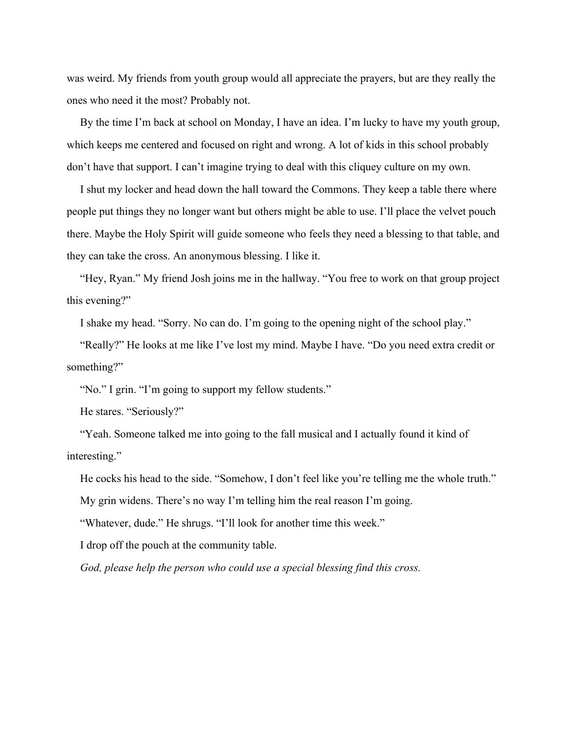was weird. My friends from youth group would all appreciate the prayers, but are they really the ones who need it the most? Probably not.

By the time I'm back at school on Monday, I have an idea. I'm lucky to have my youth group, which keeps me centered and focused on right and wrong. A lot of kids in this school probably don't have that support. I can't imagine trying to deal with this cliquey culture on my own.

I shut my locker and head down the hall toward the Commons. They keep a table there where people put things they no longer want but others might be able to use. I'll place the velvet pouch there. Maybe the Holy Spirit will guide someone who feels they need a blessing to that table, and they can take the cross. An anonymous blessing. I like it.

"Hey, Ryan." My friend Josh joins me in the hallway. "You free to work on that group project this evening?"

I shake my head. "Sorry. No can do. I'm going to the opening night of the school play."

"Really?" He looks at me like I've lost my mind. Maybe I have. "Do you need extra credit or something?"

"No." I grin. "I'm going to support my fellow students."

He stares. "Seriously?"

"Yeah. Someone talked me into going to the fall musical and I actually found it kind of interesting."

He cocks his head to the side. "Somehow, I don't feel like you're telling me the whole truth."

My grin widens. There's no way I'm telling him the real reason I'm going.

"Whatever, dude." He shrugs. "I'll look for another time this week."

I drop off the pouch at the community table.

*God, please help the person who could use a special blessing find this cross.*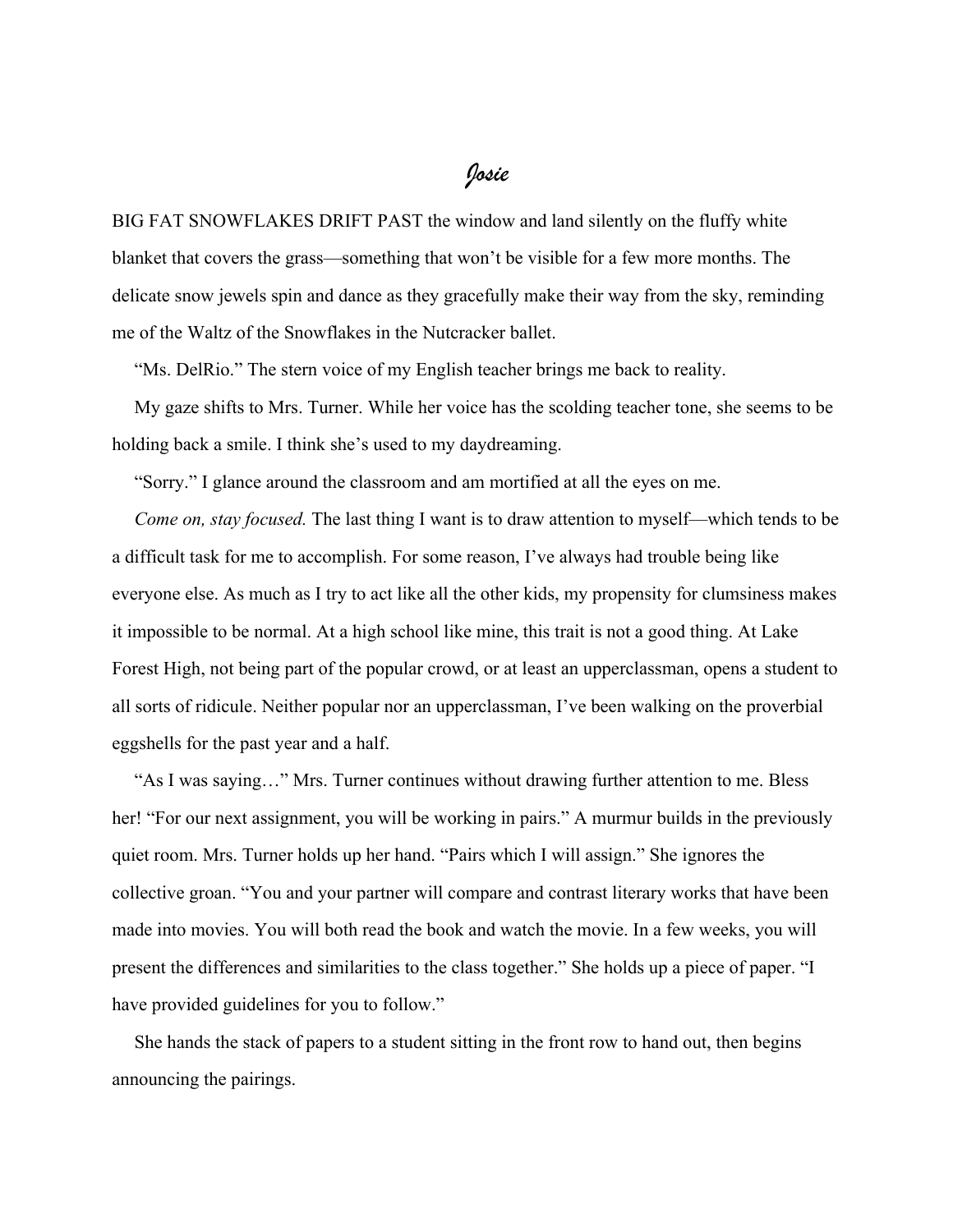# *Josie*

BIG FAT SNOWFLAKES DRIFT PAST the window and land silently on the fluffy white blanket that covers the grass—something that won't be visible for a few more months. The delicate snow jewels spin and dance as they gracefully make their way from the sky, reminding me of the Waltz of the Snowflakes in the Nutcracker ballet.

"Ms. DelRio." The stern voice of my English teacher brings me back to reality.

My gaze shifts to Mrs. Turner. While her voice has the scolding teacher tone, she seems to be holding back a smile. I think she's used to my daydreaming.

"Sorry." I glance around the classroom and am mortified at all the eyes on me.

*Come on, stay focused.* The last thing I want is to draw attention to myself—which tends to be a difficult task for me to accomplish. For some reason, I've always had trouble being like everyone else. As much as I try to act like all the other kids, my propensity for clumsiness makes it impossible to be normal. At a high school like mine, this trait is not a good thing. At Lake Forest High, not being part of the popular crowd, or at least an upperclassman, opens a student to all sorts of ridicule. Neither popular nor an upperclassman, I've been walking on the proverbial eggshells for the past year and a half.

"As I was saying…" Mrs. Turner continues without drawing further attention to me. Bless her! "For our next assignment, you will be working in pairs." A murmur builds in the previously quiet room. Mrs. Turner holds up her hand. "Pairs which I will assign." She ignores the collective groan. "You and your partner will compare and contrast literary works that have been made into movies. You will both read the book and watch the movie. In a few weeks, you will present the differences and similarities to the class together." She holds up a piece of paper. "I have provided guidelines for you to follow."

She hands the stack of papers to a student sitting in the front row to hand out, then begins announcing the pairings.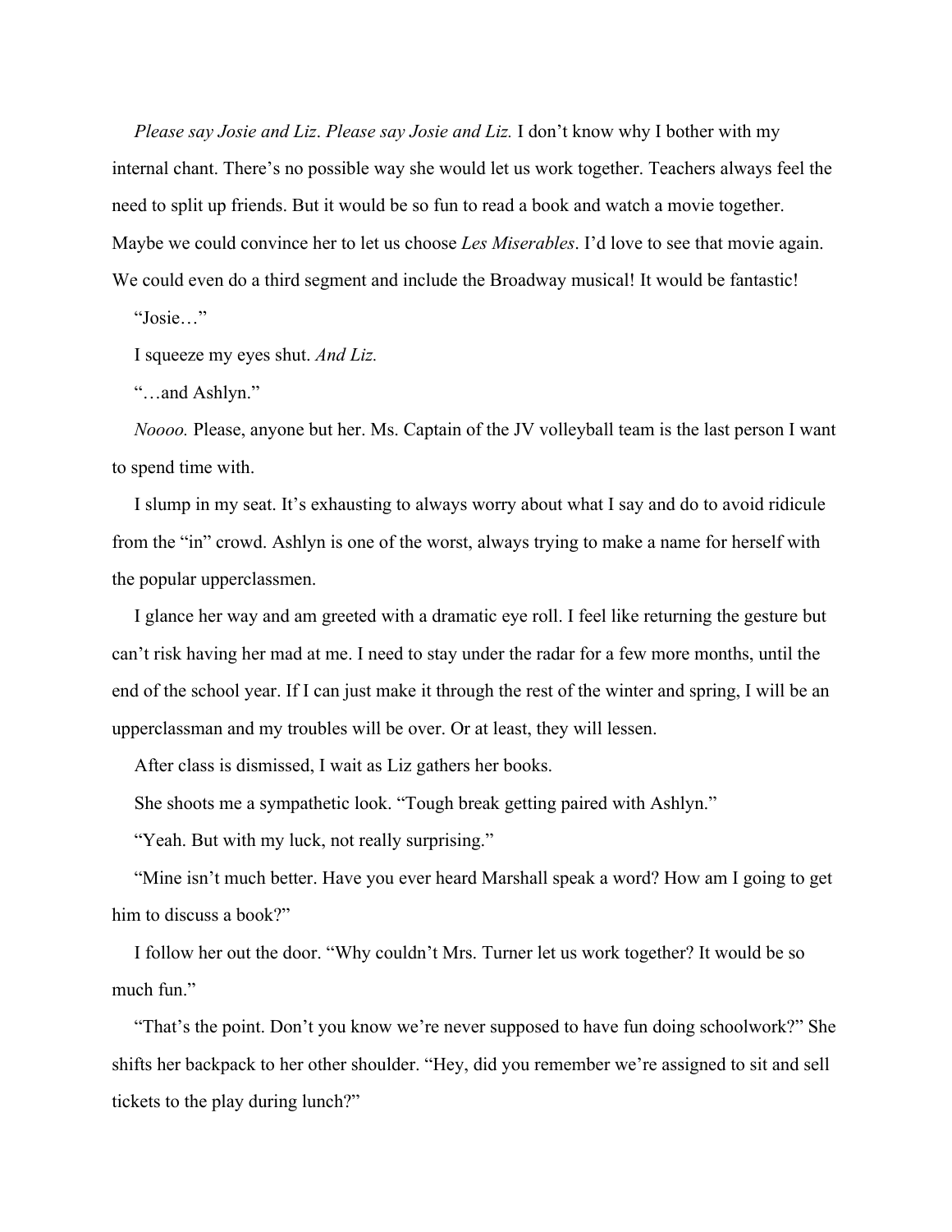*Please say Josie and Liz*. *Please say Josie and Liz.* I don't know why I bother with my internal chant. There's no possible way she would let us work together. Teachers always feel the need to split up friends. But it would be so fun to read a book and watch a movie together. Maybe we could convince her to let us choose *Les Miserables*. I'd love to see that movie again. We could even do a third segment and include the Broadway musical! It would be fantastic!

"Josie…"

I squeeze my eyes shut. *And Liz.*

"…and Ashlyn."

*Noooo.* Please, anyone but her. Ms. Captain of the JV volleyball team is the last person I want to spend time with.

I slump in my seat. It's exhausting to always worry about what I say and do to avoid ridicule from the "in" crowd. Ashlyn is one of the worst, always trying to make a name for herself with the popular upperclassmen.

I glance her way and am greeted with a dramatic eye roll. I feel like returning the gesture but can't risk having her mad at me. I need to stay under the radar for a few more months, until the end of the school year. If I can just make it through the rest of the winter and spring, I will be an upperclassman and my troubles will be over. Or at least, they will lessen.

After class is dismissed, I wait as Liz gathers her books.

She shoots me a sympathetic look. "Tough break getting paired with Ashlyn."

"Yeah. But with my luck, not really surprising."

"Mine isn't much better. Have you ever heard Marshall speak a word? How am I going to get him to discuss a book?"

I follow her out the door. "Why couldn't Mrs. Turner let us work together? It would be so much fun."

"That's the point. Don't you know we're never supposed to have fun doing schoolwork?" She shifts her backpack to her other shoulder. "Hey, did you remember we're assigned to sit and sell tickets to the play during lunch?"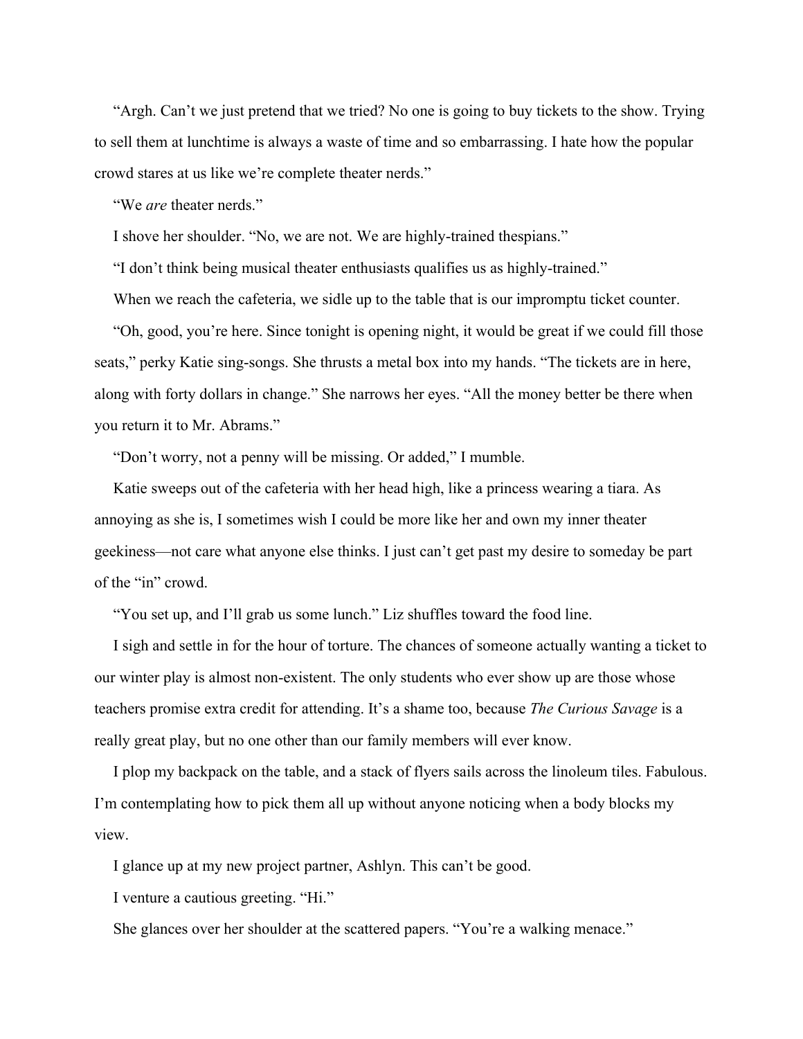"Argh. Can't we just pretend that we tried? No one is going to buy tickets to the show. Trying to sell them at lunchtime is always a waste of time and so embarrassing. I hate how the popular crowd stares at us like we're complete theater nerds."

"We *are* theater nerds."

I shove her shoulder. "No, we are not. We are highly-trained thespians."

"I don't think being musical theater enthusiasts qualifies us as highly-trained."

When we reach the cafeteria, we sidle up to the table that is our impromptu ticket counter.

"Oh, good, you're here. Since tonight is opening night, it would be great if we could fill those seats," perky Katie sing-songs. She thrusts a metal box into my hands. "The tickets are in here, along with forty dollars in change." She narrows her eyes. "All the money better be there when you return it to Mr. Abrams."

"Don't worry, not a penny will be missing. Or added," I mumble.

Katie sweeps out of the cafeteria with her head high, like a princess wearing a tiara. As annoying as she is, I sometimes wish I could be more like her and own my inner theater geekiness—not care what anyone else thinks. I just can't get past my desire to someday be part of the "in" crowd.

"You set up, and I'll grab us some lunch." Liz shuffles toward the food line.

I sigh and settle in for the hour of torture. The chances of someone actually wanting a ticket to our winter play is almost non-existent. The only students who ever show up are those whose teachers promise extra credit for attending. It's a shame too, because *The Curious Savage* is a really great play, but no one other than our family members will ever know.

I plop my backpack on the table, and a stack of flyers sails across the linoleum tiles. Fabulous. I'm contemplating how to pick them all up without anyone noticing when a body blocks my view.

I glance up at my new project partner, Ashlyn. This can't be good.

I venture a cautious greeting. "Hi."

She glances over her shoulder at the scattered papers. "You're a walking menace."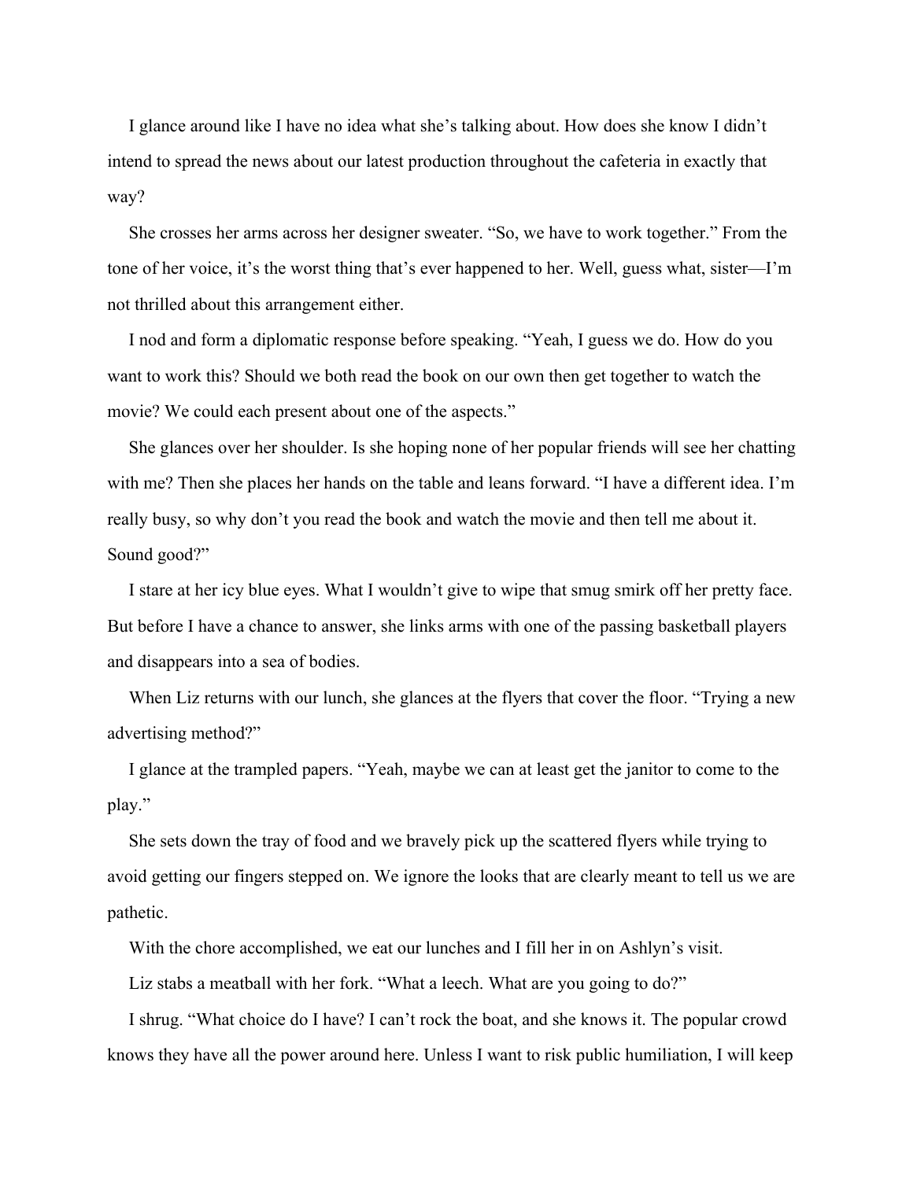I glance around like I have no idea what she's talking about. How does she know I didn't intend to spread the news about our latest production throughout the cafeteria in exactly that way?

She crosses her arms across her designer sweater. "So, we have to work together." From the tone of her voice, it's the worst thing that's ever happened to her. Well, guess what, sister—I'm not thrilled about this arrangement either.

I nod and form a diplomatic response before speaking. "Yeah, I guess we do. How do you want to work this? Should we both read the book on our own then get together to watch the movie? We could each present about one of the aspects."

She glances over her shoulder. Is she hoping none of her popular friends will see her chatting with me? Then she places her hands on the table and leans forward. "I have a different idea. I'm really busy, so why don't you read the book and watch the movie and then tell me about it. Sound good?"

I stare at her icy blue eyes. What I wouldn't give to wipe that smug smirk off her pretty face. But before I have a chance to answer, she links arms with one of the passing basketball players and disappears into a sea of bodies.

When Liz returns with our lunch, she glances at the flyers that cover the floor. "Trying a new advertising method?"

I glance at the trampled papers. "Yeah, maybe we can at least get the janitor to come to the play."

She sets down the tray of food and we bravely pick up the scattered flyers while trying to avoid getting our fingers stepped on. We ignore the looks that are clearly meant to tell us we are pathetic.

With the chore accomplished, we eat our lunches and I fill her in on Ashlyn's visit.

Liz stabs a meatball with her fork. "What a leech. What are you going to do?"

I shrug. "What choice do I have? I can't rock the boat, and she knows it. The popular crowd knows they have all the power around here. Unless I want to risk public humiliation, I will keep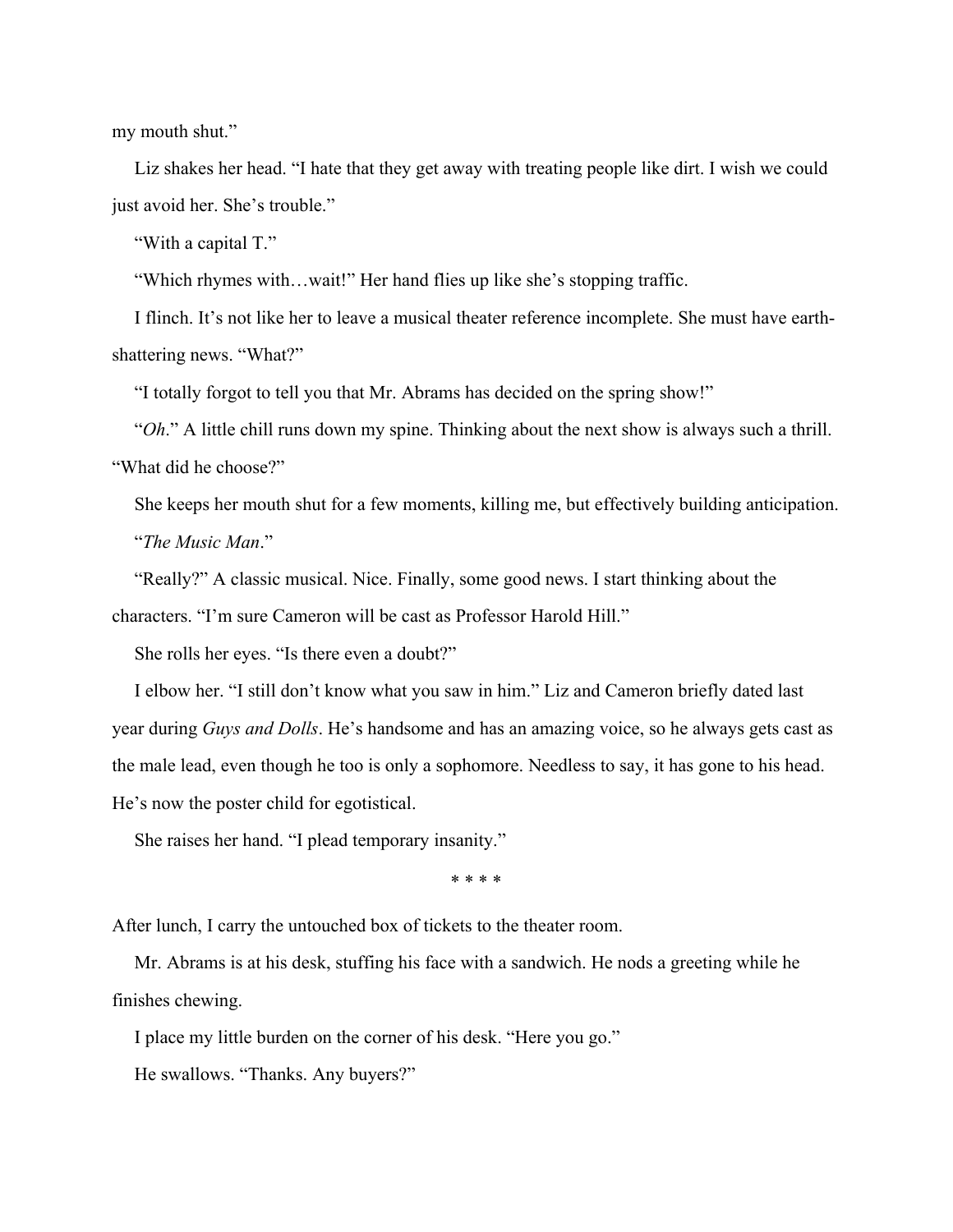my mouth shut."

Liz shakes her head. "I hate that they get away with treating people like dirt. I wish we could just avoid her. She's trouble."

"With a capital T."

"Which rhymes with…wait!" Her hand flies up like she's stopping traffic.

I flinch. It's not like her to leave a musical theater reference incomplete. She must have earth-shattering news. "What?"

"I totally forgot to tell you that Mr. Abrams has decided on the spring show!"

"*Oh*." A little chill runs down my spine. Thinking about the next show is always such a thrill. "What did he choose?"

She keeps her mouth shut for a few moments, killing me, but effectively building anticipation.

"*The Music Man*."

"Really?" A classic musical. Nice. Finally, some good news. I start thinking about the characters. "I'm sure Cameron will be cast as Professor Harold Hill."

She rolls her eyes. "Is there even a doubt?"

I elbow her. "I still don't know what you saw in him." Liz and Cameron briefly dated last year during *Guys and Dolls*. He's handsome and has an amazing voice, so he always gets cast as the male lead, even though he too is only a sophomore. Needless to say, it has gone to his head. He's now the poster child for egotistical.

She raises her hand. "I plead temporary insanity."

\* \* \* \*

After lunch, I carry the untouched box of tickets to the theater room.

Mr. Abrams is at his desk, stuffing his face with a sandwich. He nods a greeting while he finishes chewing.

I place my little burden on the corner of his desk. "Here you go."

He swallows. "Thanks. Any buyers?"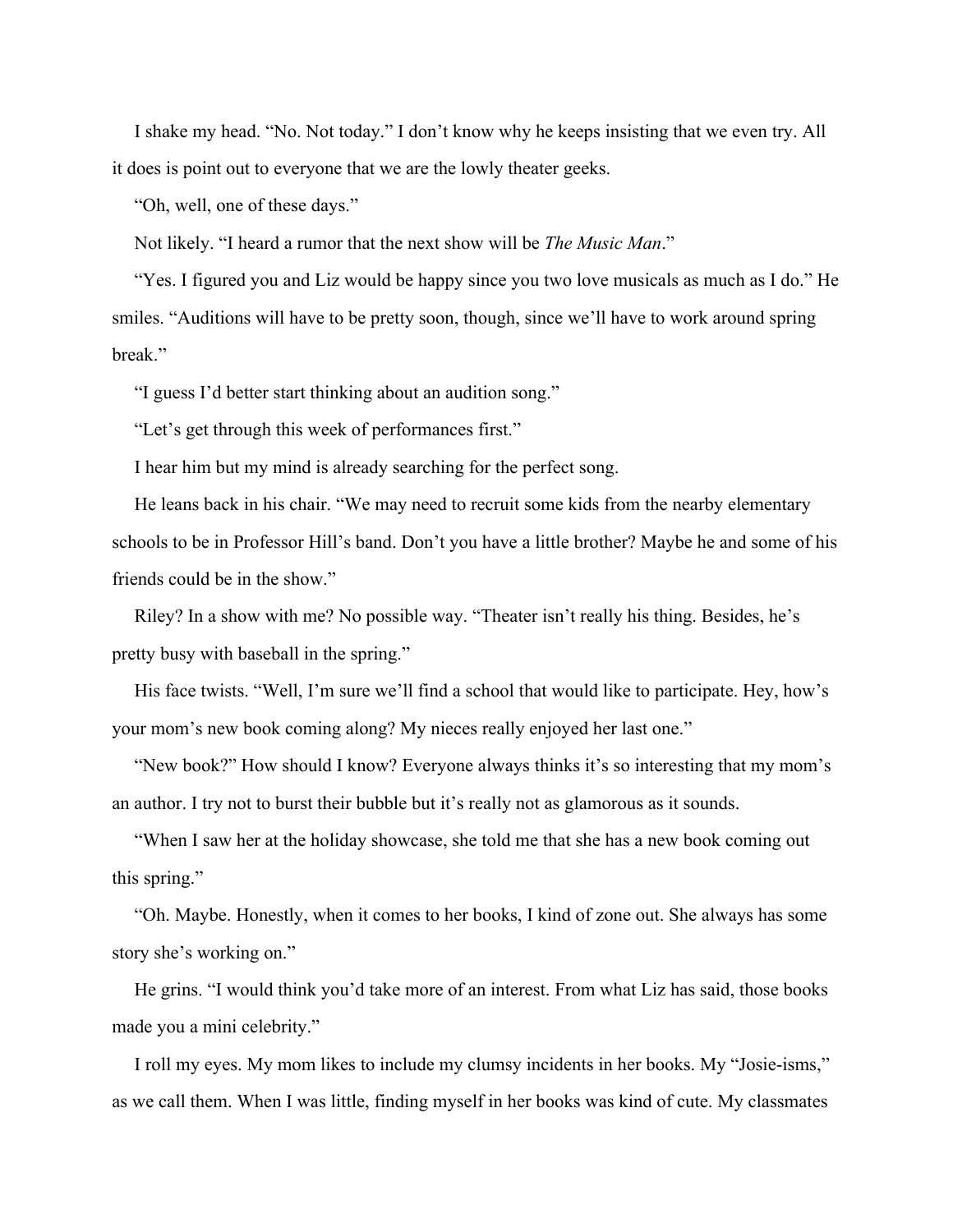I shake my head. “No. Not today.” I don’t know why he keeps insisting that we even try. All it does is point out to everyone that we are the lowly theater geeks.

“Oh, well, one of these days.”

Not likely. “I heard a rumor that the next show will be *The Music Man*.”

“Yes. I figured you and Liz would be happy since you two love musicals as much as I do.” He smiles. “Auditions will have to be pretty soon, though, since we’ll have to work around spring break.”

“I guess I’d better start thinking about an audition song.”

“Let’s get through this week of performances first.”

I hear him but my mind is already searching for the perfect song.

He leans back in his chair. “We may need to recruit some kids from the nearby elementary schools to be in Professor Hill’s band. Don’t you have a little brother? Maybe he and some of his friends could be in the show.”

Riley? In a show with me? No possible way. “Theater isn’t really his thing. Besides, he’s pretty busy with baseball in the spring.”

His face twists. “Well, I’m sure we’ll find a school that would like to participate. Hey, how’s your mom’s new book coming along? My nieces really enjoyed her last one.”

“New book?” How should I know? Everyone always thinks it’s so interesting that my mom’s an author. I try not to burst their bubble but it’s really not as glamorous as it sounds.

“When I saw her at the holiday showcase, she told me that she has a new book coming out this spring.”

“Oh. Maybe. Honestly, when it comes to her books, I kind of zone out. She always has some story she’s working on.”

He grins. “I would think you’d take more of an interest. From what Liz has said, those books made you a mini celebrity.”

I roll my eyes. My mom likes to include my clumsy incidents in her books. My “Josie-isms,” as we call them. When I was little, finding myself in her books was kind of cute. My classmates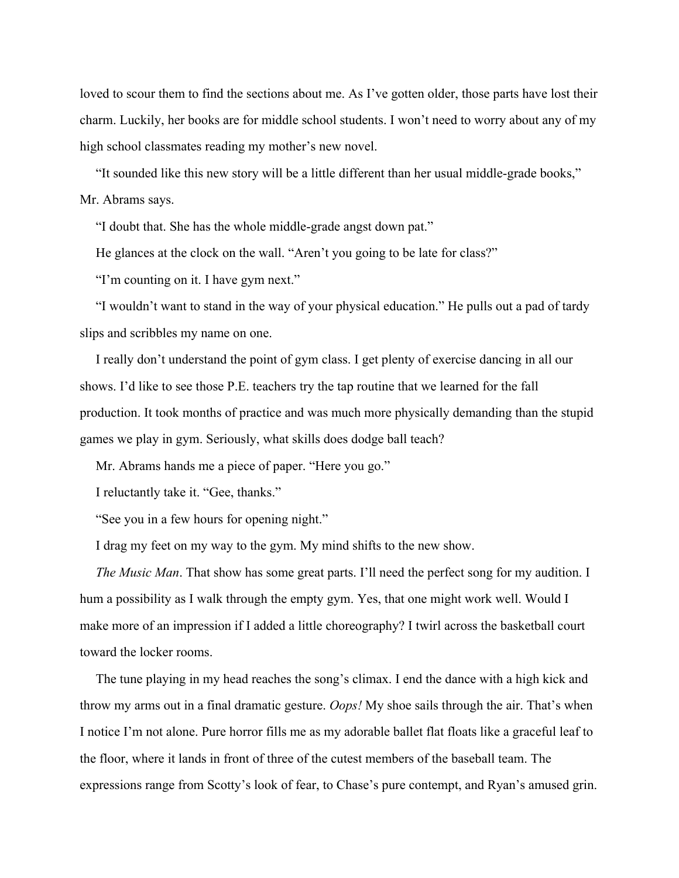loved to scour them to find the sections about me. As I've gotten older, those parts have lost their charm. Luckily, her books are for middle school students. I won't need to worry about any of my high school classmates reading my mother's new novel.

"It sounded like this new story will be a little different than her usual middle-grade books," Mr. Abrams says.

"I doubt that. She has the whole middle-grade angst down pat."

He glances at the clock on the wall. "Aren't you going to be late for class?"

"I'm counting on it. I have gym next."

"I wouldn't want to stand in the way of your physical education." He pulls out a pad of tardy slips and scribbles my name on one.

I really don't understand the point of gym class. I get plenty of exercise dancing in all our shows. I'd like to see those P.E. teachers try the tap routine that we learned for the fall production. It took months of practice and was much more physically demanding than the stupid games we play in gym. Seriously, what skills does dodge ball teach?

Mr. Abrams hands me a piece of paper. "Here you go."

I reluctantly take it. "Gee, thanks."

"See you in a few hours for opening night."

I drag my feet on my way to the gym. My mind shifts to the new show.

*The Music Man*. That show has some great parts. I'll need the perfect song for my audition. I hum a possibility as I walk through the empty gym. Yes, that one might work well. Would I make more of an impression if I added a little choreography? I twirl across the basketball court toward the locker rooms.

The tune playing in my head reaches the song's climax. I end the dance with a high kick and throw my arms out in a final dramatic gesture. *Oops!* My shoe sails through the air. That's when I notice I'm not alone. Pure horror fills me as my adorable ballet flat floats like a graceful leaf to the floor, where it lands in front of three of the cutest members of the baseball team. The expressions range from Scotty's look of fear, to Chase's pure contempt, and Ryan's amused grin.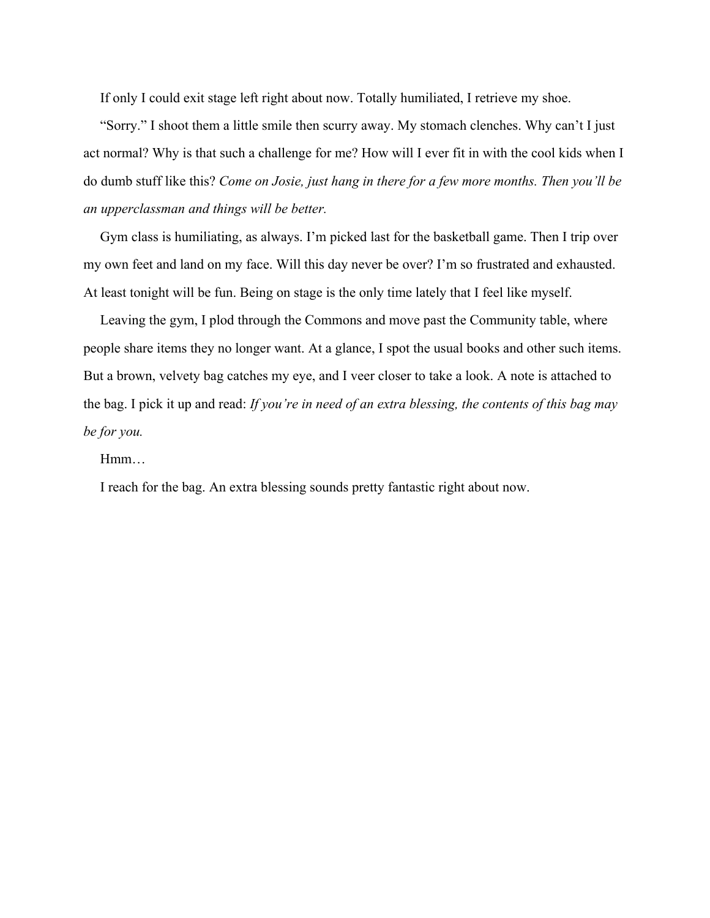If only I could exit stage left right about now. Totally humiliated, I retrieve my shoe.

"Sorry." I shoot them a little smile then scurry away. My stomach clenches. Why can't I just act normal? Why is that such a challenge for me? How will I ever fit in with the cool kids when I do dumb stuff like this? *Come on Josie, just hang in there for a few more months. Then you'll be an upperclassman and things will be better.*

Gym class is humiliating, as always. I'm picked last for the basketball game. Then I trip over my own feet and land on my face. Will this day never be over? I'm so frustrated and exhausted. At least tonight will be fun. Being on stage is the only time lately that I feel like myself.

Leaving the gym, I plod through the Commons and move past the Community table, where people share items they no longer want. At a glance, I spot the usual books and other such items. But a brown, velvety bag catches my eye, and I veer closer to take a look. A note is attached to the bag. I pick it up and read: *If you're in need of an extra blessing, the contents of this bag may be for you.*

Hmm…

I reach for the bag. An extra blessing sounds pretty fantastic right about now.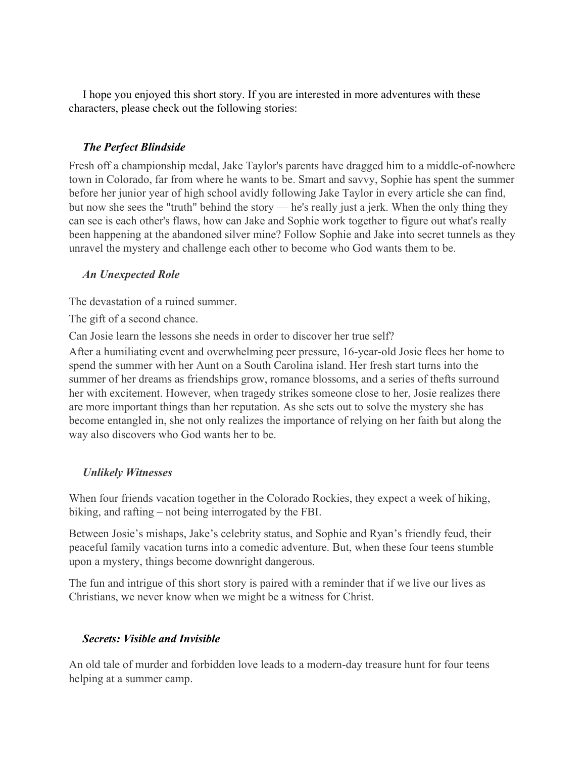I hope you enjoyed this short story. If you are interested in more adventures with these characters, please check out the following stories:

### ***The Perfect Blindside***

Fresh off a championship medal, Jake Taylor's parents have dragged him to a middle-of-nowhere town in Colorado, far from where he wants to be. Smart and savvy, Sophie has spent the summer before her junior year of high school avidly following Jake Taylor in every article she can find, but now she sees the "truth" behind the story — he's really just a jerk. When the only thing they can see is each other's flaws, how can Jake and Sophie work together to figure out what's really been happening at the abandoned silver mine? Follow Sophie and Jake into secret tunnels as they unravel the mystery and challenge each other to become who God wants them to be.

### ***An Unexpected Role***

The devastation of a ruined summer.

The gift of a second chance.

Can Josie learn the lessons she needs in order to discover her true self?

After a humiliating event and overwhelming peer pressure, 16-year-old Josie flees her home to spend the summer with her Aunt on a South Carolina island. Her fresh start turns into the summer of her dreams as friendships grow, romance blossoms, and a series of thefts surround her with excitement. However, when tragedy strikes someone close to her, Josie realizes there are more important things than her reputation. As she sets out to solve the mystery she has become entangled in, she not only realizes the importance of relying on her faith but along the way also discovers who God wants her to be.

### ***Unlikely Witnesses***

When four friends vacation together in the Colorado Rockies, they expect a week of hiking, biking, and rafting – not being interrogated by the FBI.

Between Josie's mishaps, Jake's celebrity status, and Sophie and Ryan's friendly feud, their peaceful family vacation turns into a comedic adventure. But, when these four teens stumble upon a mystery, things become downright dangerous.

The fun and intrigue of this short story is paired with a reminder that if we live our lives as Christians, we never know when we might be a witness for Christ.

### ***Secrets: Visible and Invisible***

An old tale of murder and forbidden love leads to a modern-day treasure hunt for four teens helping at a summer camp.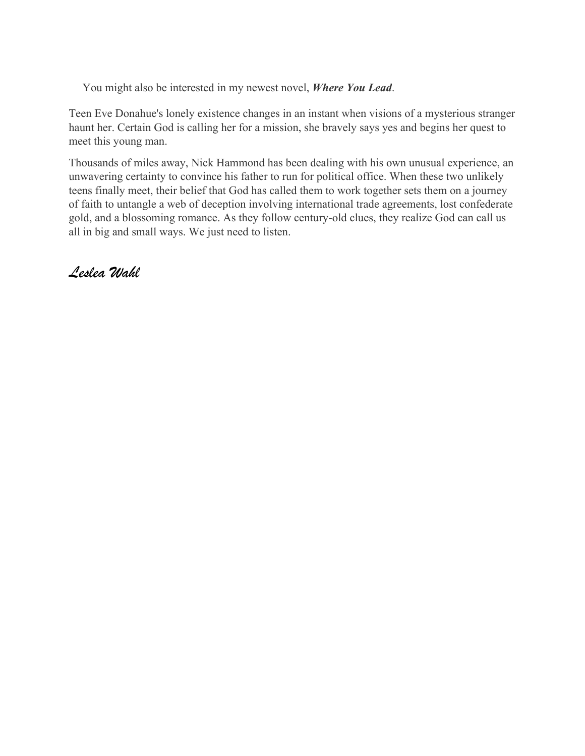You might also be interested in my newest novel, ***Where You Lead***.

Teen Eve Donahue's lonely existence changes in an instant when visions of a mysterious stranger haunt her. Certain God is calling her for a mission, she bravely says yes and begins her quest to meet this young man.

Thousands of miles away, Nick Hammond has been dealing with his own unusual experience, an unwavering certainty to convince his father to run for political office. When these two unlikely teens finally meet, their belief that God has called them to work together sets them on a journey of faith to untangle a web of deception involving international trade agreements, lost confederate gold, and a blossoming romance. As they follow century-old clues, they realize God can call us all in big and small ways. We just need to listen.

*Leslea Wahl*